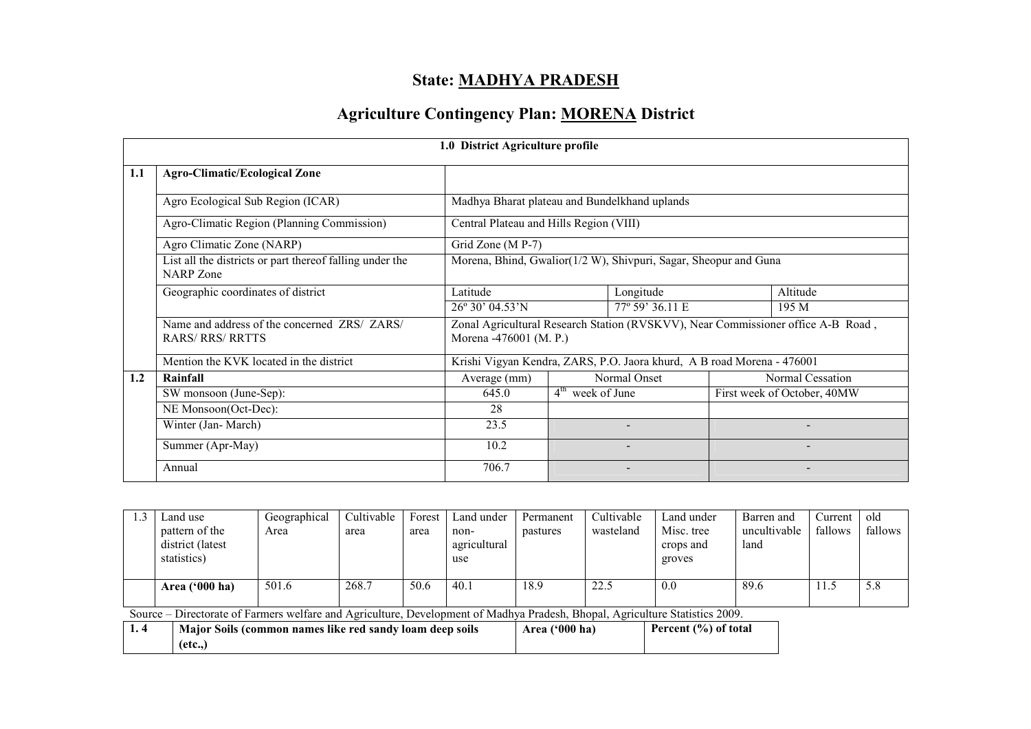# State: MADHYA PRADESH

## Agriculture Contingency Plan: MORENA District

| 1.0 District Agriculture profile | | | | | | |
|---|---|---|---|---|---|---|
| **1.1** | **Agro-Climatic/Ecological Zone** | | | | | |
| | Agro Ecological Sub Region (ICAR) | Madhya Bharat plateau and Bundelkhand uplands | | | | |
| | Agro-Climatic Region (Planning Commission) | Central Plateau and Hills Region (VIII) | | | | |
| | Agro Climatic Zone (NARP) | Grid Zone (M P-7) | | | | |
| | List all the districts or part thereof falling under the NARP Zone | Morena, Bhind, Gwalior(1/2 W), Shivpuri, Sagar, Sheopur and Guna | | | | |
| | Geographic coordinates of district | Latitude | | Longitude | | Altitude |
| | | 26º 30' 04.53'N | | 77º 59' 36.11 E | | 195 M |
| | Name and address of the concerned ZRS/ ZARS/ RARS/ RRS/ RRTTS | Zonal Agricultural Research Station (RVSKVV), Near Commissioner office A-B Road , Morena -476001 (M. P.) | | | | |
| | Mention the KVK located in the district | Krishi Vigyan Kendra, ZARS, P.O. Jaora khurd, A B road Morena - 476001 | | | | |
| **1.2** | **Rainfall** | Average (mm) | Normal Onset | | Normal Cessation | |
| | SW monsoon (June-Sep): | 645.0 | 4th week of June | | First week of October, 40MW | |
| | NE Monsoon(Oct-Dec): | 28 | | | | |
| | Winter (Jan- March) | 23.5 | - | | - | |
| | Summer (Apr-May) | 10.2 | - | | - | |
| | Annual | 706.7 | - | | - | |

| 1.3 | Land use pattern of the district (latest statistics) | Geographical Area | Cultivable area | Forest area | Land under non-agricultural use | Permanent pastures | Cultivable wasteland | Land under Misc. tree crops and groves | Barren and uncultivable land | Current fallows | old fallows |
|---|---|---|---|---|---|---|---|---|---|---|---|
| | **Area ('000 ha)** | 501.6 | 268.7 | 50.6 | 40.1 | 18.9 | 22.5 | 0.0 | 89.6 | 11.5 | 5.8 |

Source – Directorate of Farmers welfare and Agriculture, Development of Madhya Pradesh, Bhopal, Agriculture Statistics 2009.

| 1. 4 | Major Soils (common names like red sandy loam deep soils (etc.,) | Area ('000 ha) | Percent (%) of total |
|---|---|---|---|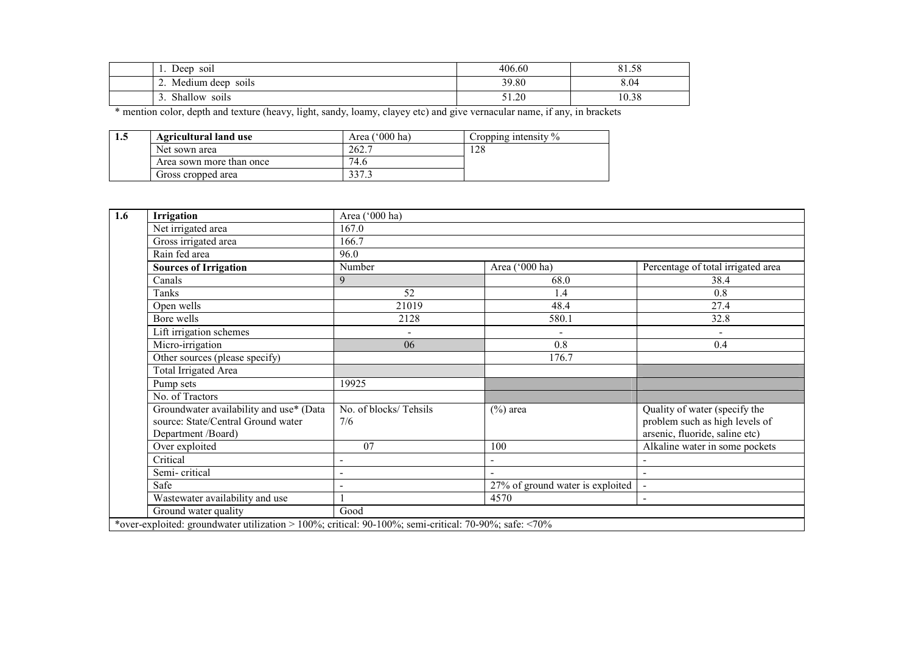| | | | |
|---|---|---|---|
| | 1. Deep soil | 406.60 | 81.58 |
| | 2. Medium deep soils | 39.80 | 8.04 |
| | 3. Shallow soils | 51.20 | 10.38 |

* mention color, depth and texture (heavy, light, sandy, loamy, clayey etc) and give vernacular name, if any, in brackets

| 1.5 | Agricultural land use | Area ('000 ha) | Cropping intensity % |
|---|---|---|---|
| | Net sown area | 262.7 | 128 |
| | Area sown more than once | 74.6 | |
| | Gross cropped area | 337.3 | |

| 1.6 | Irrigation | Area ('000 ha) | | |
|---|---|---|---|---|
| | Net irrigated area | 167.0 | | |
| | Gross irrigated area | 166.7 | | |
| | Rain fed area | 96.0 | | |
| | **Sources of Irrigation** | Number | Area ('000 ha) | Percentage of total irrigated area |
| | Canals | 9 | 68.0 | 38.4 |
| | Tanks | 52 | 1.4 | 0.8 |
| | Open wells | 21019 | 48.4 | 27.4 |
| | Bore wells | 2128 | 580.1 | 32.8 |
| | Lift irrigation schemes | - | - | - |
| | Micro-irrigation | 06 | 0.8 | 0.4 |
| | Other sources (please specify) | | 176.7 | |
| | Total Irrigated Area | | | |
| | Pump sets | 19925 | | |
| | No. of Tractors | | | |
| | Groundwater availability and use* (Data source: State/Central Ground water Department /Board) | No. of blocks/ Tehsils 7/6 | (%) area | Quality of water (specify the problem such as high levels of arsenic, fluoride, saline etc) |
| | Over exploited | 07 | 100 | Alkaline water in some pockets |
| | Critical | - | - | - |
| | Semi- critical | - | - | - |
| | Safe | - | 27% of ground water is exploited | - |
| | Wastewater availability and use | 1 | 4570 | - |
| | Ground water quality | Good | | |

*over-exploited: groundwater utilization > 100%; critical: 90-100%; semi-critical: 70-90%; safe: <70%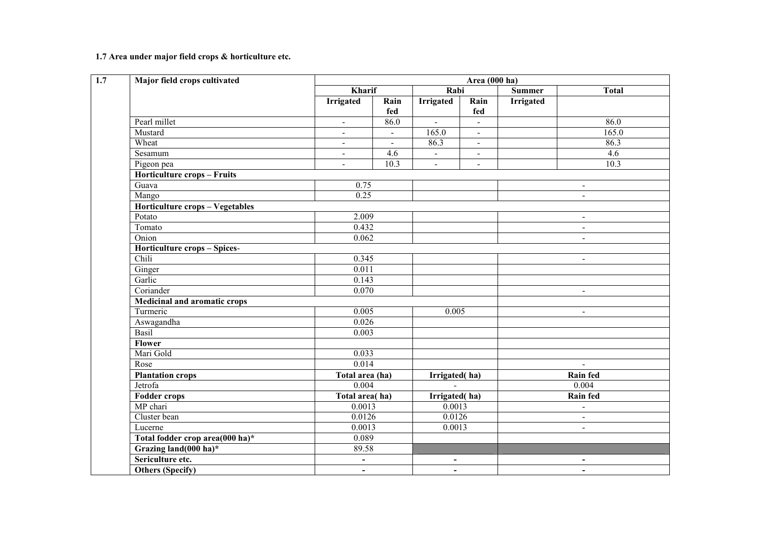**1.7 Area under major field crops & horticulture etc.**

| 1.7 | Major field crops cultivated | Area (000 ha) | | | | | |
|---|---|---|---|---|---|---|---|
| | | Kharif | | Rabi | | Summer | Total |
| | | Irrigated | Rain fed | Irrigated | Rain fed | Irrigated | |
| | Pearl millet | - | 86.0 | - | - | | 86.0 |
| | Mustard | - | - | 165.0 | - | | 165.0 |
| | Wheat | - | - | 86.3 | - | | 86.3 |
| | Sesamum | - | 4.6 | - | - | | 4.6 |
| | Pigeon pea | - | 10.3 | - | - | | 10.3 |
| | **Horticulture crops – Fruits** | | | | | | |
| | Guava | 0.75 | | | | - | |
| | Mango | 0.25 | | | | - | |
| | **Horticulture crops – Vegetables** | | | | | | |
| | Potato | 2.009 | | | | - | |
| | Tomato | 0.432 | | | | - | |
| | Onion | 0.062 | | | | - | |
| | **Horticulture crops – Spices-** | | | | | | |
| | Chili | 0.345 | | | | - | |
| | Ginger | 0.011 | | | | | |
| | Garlic | 0.143 | | | | | |
| | Coriander | 0.070 | | | | - | |
| | **Medicinal and aromatic crops** | | | | | | |
| | Turmeric | 0.005 | | 0.005 | | - | |
| | Aswagandha | 0.026 | | | | | |
| | Basil | 0.003 | | | | | |
| | **Flower** | | | | | | |
| | Mari Gold | 0.033 | | | | | |
| | Rose | 0.014 | | | | - | |
| | **Plantation crops** | **Total area (ha)** | | **Irrigated( ha)** | | **Rain fed** | |
| | Jetrofa | 0.004 | | - | | 0.004 | |
| | **Fodder crops** | **Total area( ha)** | | **Irrigated( ha)** | | **Rain fed** | |
| | MP chari | 0.0013 | | 0.0013 | | - | |
| | Cluster bean | 0.0126 | | 0.0126 | | - | |
| | Lucerne | 0.0013 | | 0.0013 | | - | |
| | **Total fodder crop area(000 ha)*** | 0.089 | | | | | |
| | **Grazing land(000 ha)*** | 89.58 | | | | | |
| | **Sericulture etc.** | - | | - | | - | |
| | **Others (Specify)** | - | | - | | - | |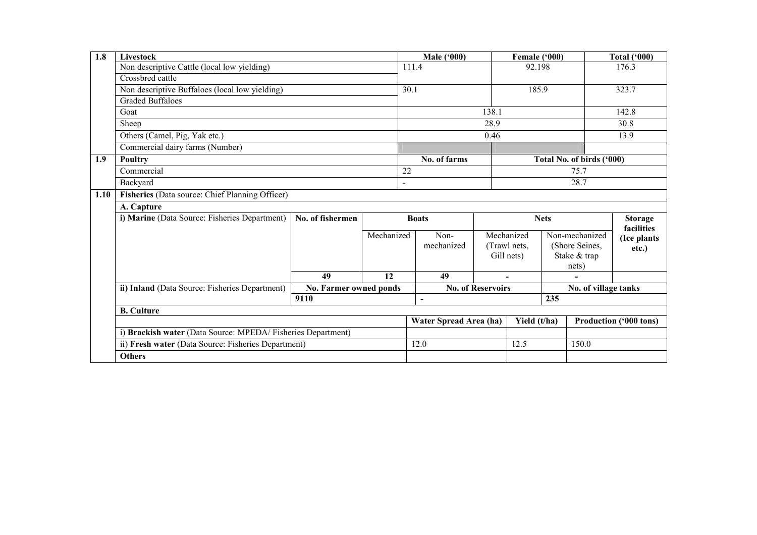| 1.8 | Livestock | Male ('000) | Female ('000) | Total ('000) |
|---|---|---|---|---|
| | Non descriptive Cattle (local low yielding) | 111.4 | 92.198 | 176.3 |
| | Crossbred cattle | | | |
| | Non descriptive Buffaloes (local low yielding) | 30.1 | 185.9 | 323.7 |
| | Graded Buffaloes | | | |
| | Goat | 138.1 | | 142.8 |
| | Sheep | 28.9 | | 30.8 |
| | Others (Camel, Pig, Yak etc.) | 0.46 | | 13.9 |
| | Commercial dairy farms (Number) | | | |

| 1.9 | Poultry | No. of farms | Total No. of birds ('000) |
|---|---|---|---|
| | Commercial | 22 | 75.7 |
| | Backyard | - | 28.7 |

**1.10 Fisheries** (Data source: Chief Planning Officer)

**A. Capture**

| i) Marine (Data Source: Fisheries Department) | No. of fishermen | Boats | | Nets | | Storage facilities (Ice plants etc.) |
|---|---|---|---|---|---|---|
| | | Mechanized | Non-mechanized | Mechanized (Trawl nets, Gill nets) | Non-mechanized (Shore Seines, Stake & trap nets) | |
| | **49** | **12** | **49** | **-** | **-** | |

| ii) Inland (Data Source: Fisheries Department) | No. Farmer owned ponds | No. of Reservoirs | No. of village tanks |
|---|---|---|---|
| | **9110** | **-** | **235** |

**B. Culture**

| | Water Spread Area (ha) | Yield (t/ha) | Production ('000 tons) |
|---|---|---|---|
| i) **Brackish water** (Data Source: MPEDA/ Fisheries Department) | | | |
| ii) **Fresh water** (Data Source: Fisheries Department) | 12.0 | 12.5 | 150.0 |
| **Others** | | | |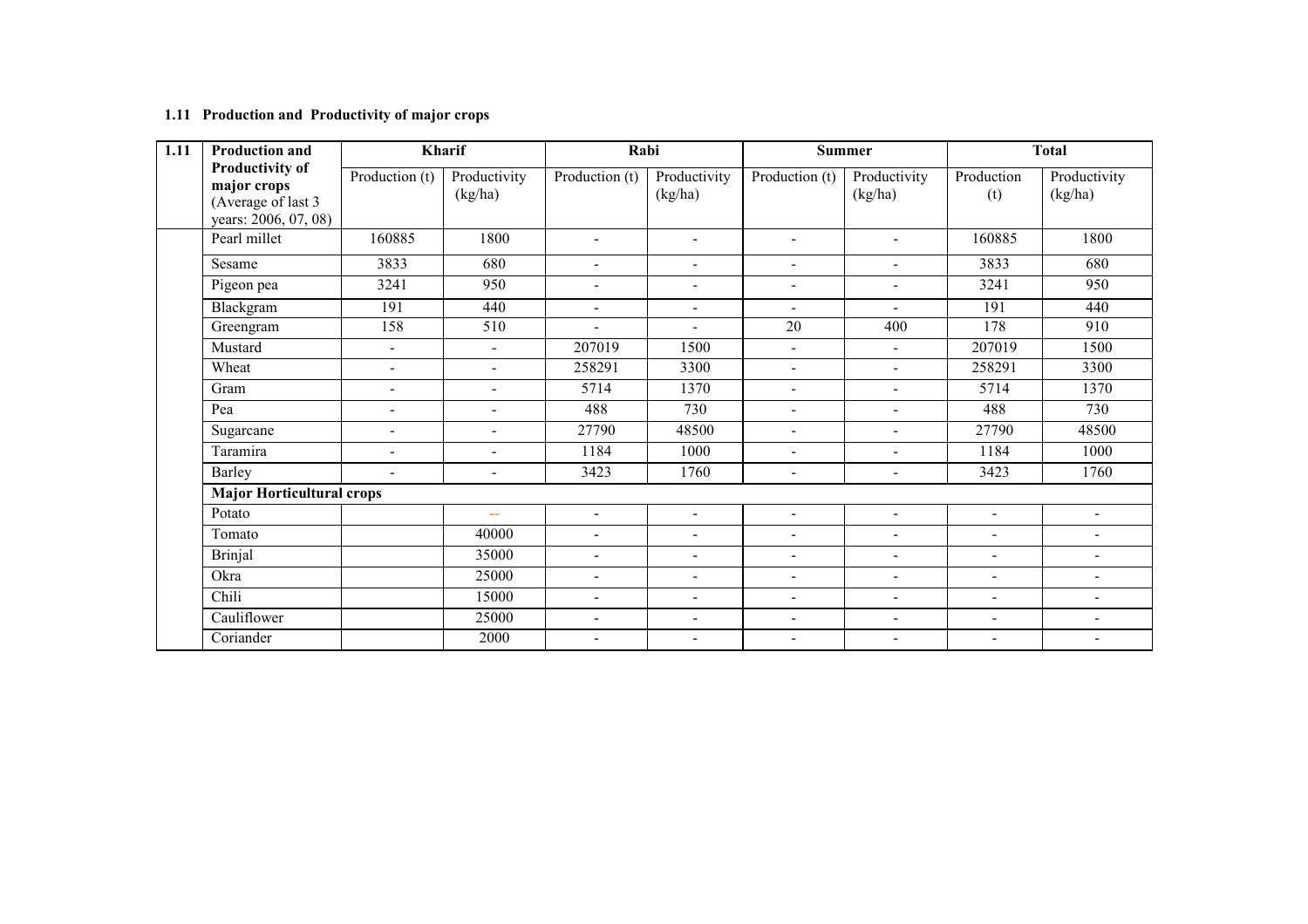### 1.11 Production and Productivity of major crops

| 1.11 | Production and Productivity of major crops (Average of last 3 years: 2006, 07, 08) | Kharif | | Rabi | | Summer | | Total | |
|---|---|---|---|---|---|---|---|---|---|
| | | Production (t) | Productivity (kg/ha) | Production (t) | Productivity (kg/ha) | Production (t) | Productivity (kg/ha) | Production (t) | Productivity (kg/ha) |
| | Pearl millet | 160885 | 1800 | - | - | - | - | 160885 | 1800 |
| | Sesame | 3833 | 680 | - | - | - | - | 3833 | 680 |
| | Pigeon pea | 3241 | 950 | - | - | - | - | 3241 | 950 |
| | Blackgram | 191 | 440 | - | - | - | - | 191 | 440 |
| | Greengram | 158 | 510 | - | - | 20 | 400 | 178 | 910 |
| | Mustard | - | - | 207019 | 1500 | - | - | 207019 | 1500 |
| | Wheat | - | - | 258291 | 3300 | - | - | 258291 | 3300 |
| | Gram | - | - | 5714 | 1370 | - | - | 5714 | 1370 |
| | Pea | - | - | 488 | 730 | - | - | 488 | 730 |
| | Sugarcane | - | - | 27790 | 48500 | - | - | 27790 | 48500 |
| | Taramira | - | - | 1184 | 1000 | - | - | 1184 | 1000 |
| | Barley | - | - | 3423 | 1760 | - | - | 3423 | 1760 |
| | **Major Horticultural crops** | | | | | | | | |
| | Potato | | -- | - | - | - | - | - | - |
| | Tomato | | 40000 | - | - | - | - | - | - |
| | Brinjal | | 35000 | - | - | - | - | - | - |
| | Okra | | 25000 | - | - | - | - | - | - |
| | Chili | | 15000 | - | - | - | - | - | - |
| | Cauliflower | | 25000 | - | - | - | - | - | - |
| | Coriander | | 2000 | - | - | - | - | - | - |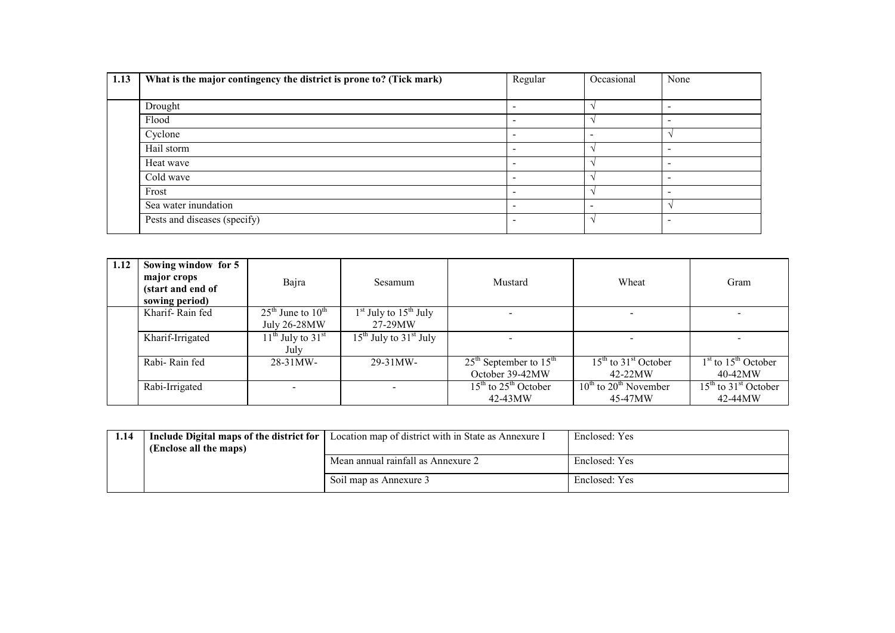| 1.13 | What is the major contingency the district is prone to? (Tick mark) | Regular | Occasional | None |
|---|---|---|---|---|
| | Drought | - | √ | - |
| | Flood | - | √ | - |
| | Cyclone | - | - | √ |
| | Hail storm | - | √ | - |
| | Heat wave | - | √ | - |
| | Cold wave | - | √ | - |
| | Frost | - | √ | - |
| | Sea water inundation | - | - | √ |
| | Pests and diseases (specify) | - | √ | - |

| 1.12 | Sowing window for 5 major crops (start and end of sowing period) | Bajra | Sesamum | Mustard | Wheat | Gram |
|---|---|---|---|---|---|---|
| | Kharif- Rain fed | 25th June to 10th July 26-28MW | 1st July to 15th July 27-29MW | - | - | - |
| | Kharif-Irrigated | 11th July to 31st July | 15th July to 31st July | - | - | - |
| | Rabi- Rain fed | 28-31MW- | 29-31MW- | 25th September to 15th October 39-42MW | 15th to 31st October 42-22MW | 1st to 15th October 40-42MW |
| | Rabi-Irrigated | - | - | 15th to 25th October 42-43MW | 10th to 20th November 45-47MW | 15th to 31st October 42-44MW |

| 1.14 | Include Digital maps of the district for (Enclose all the maps) | Location map of district with in State as Annexure I | Enclosed: Yes |
|---|---|---|---|
| | | Mean annual rainfall as Annexure 2 | Enclosed: Yes |
| | | Soil map as Annexure 3 | Enclosed: Yes |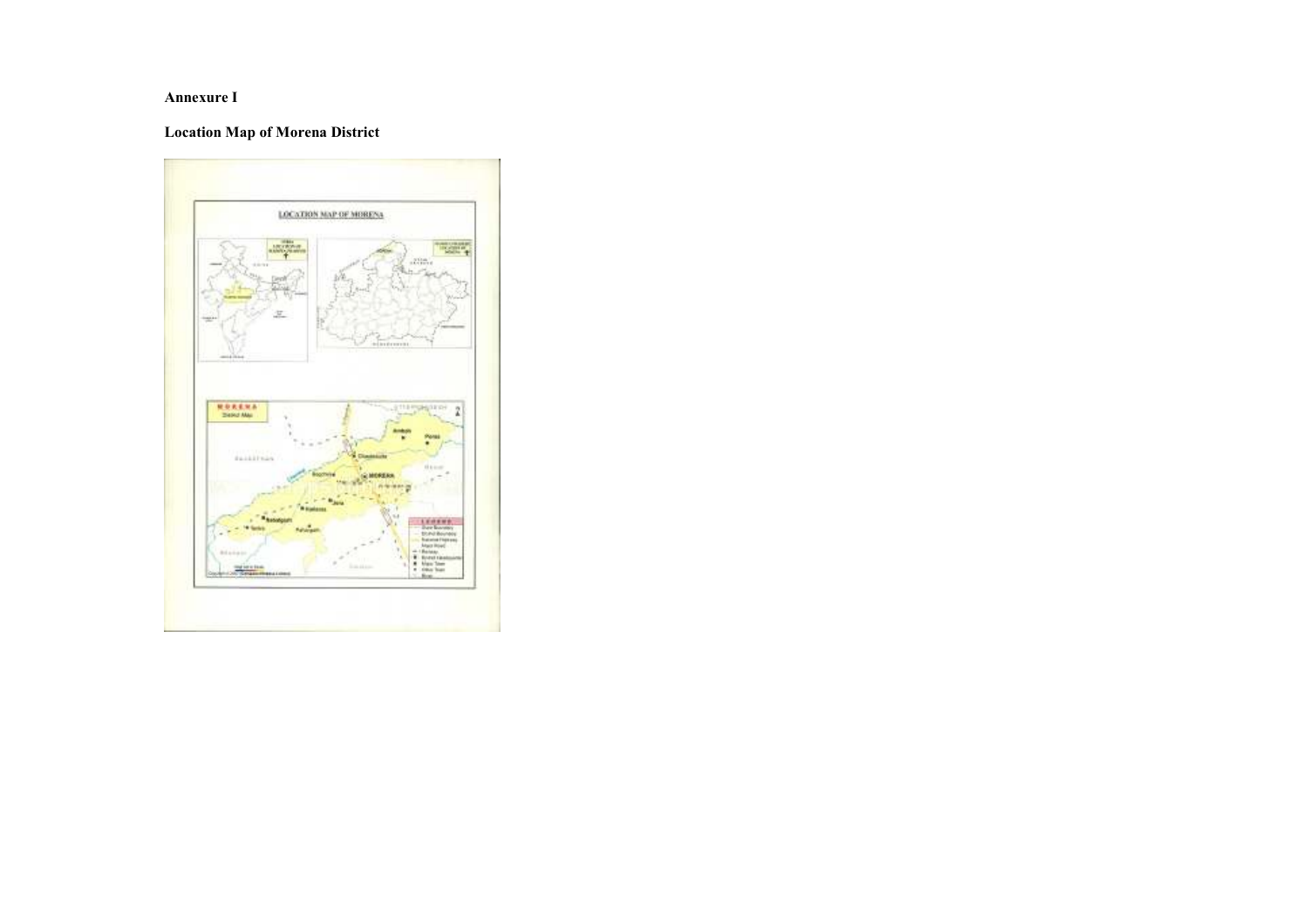**Annexure I**

**Location Map of Morena District**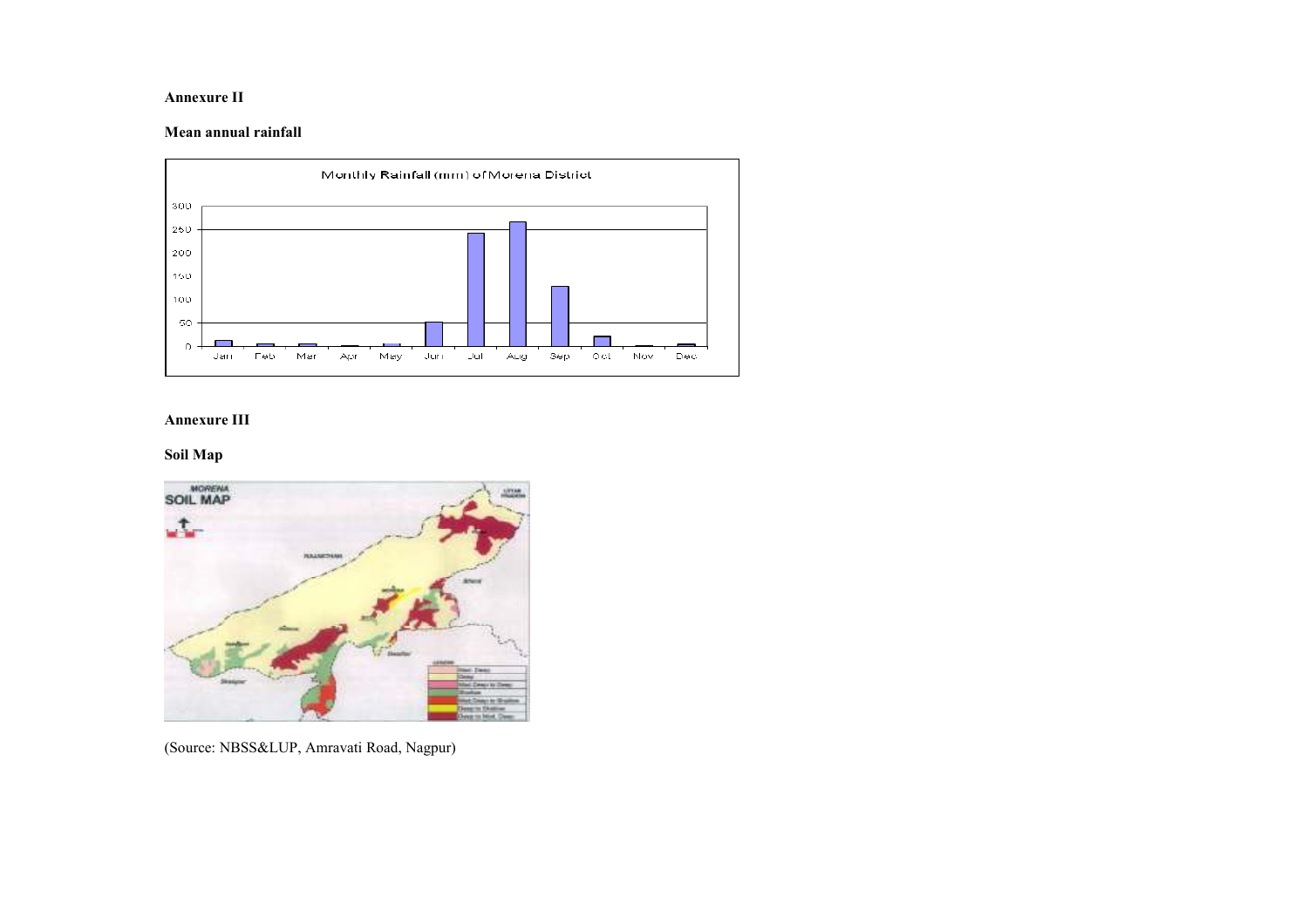**Annexure II**

**Mean annual rainfall**

**Annexure III**

**Soil Map**

(Source: NBSS&LUP, Amravati Road, Nagpur)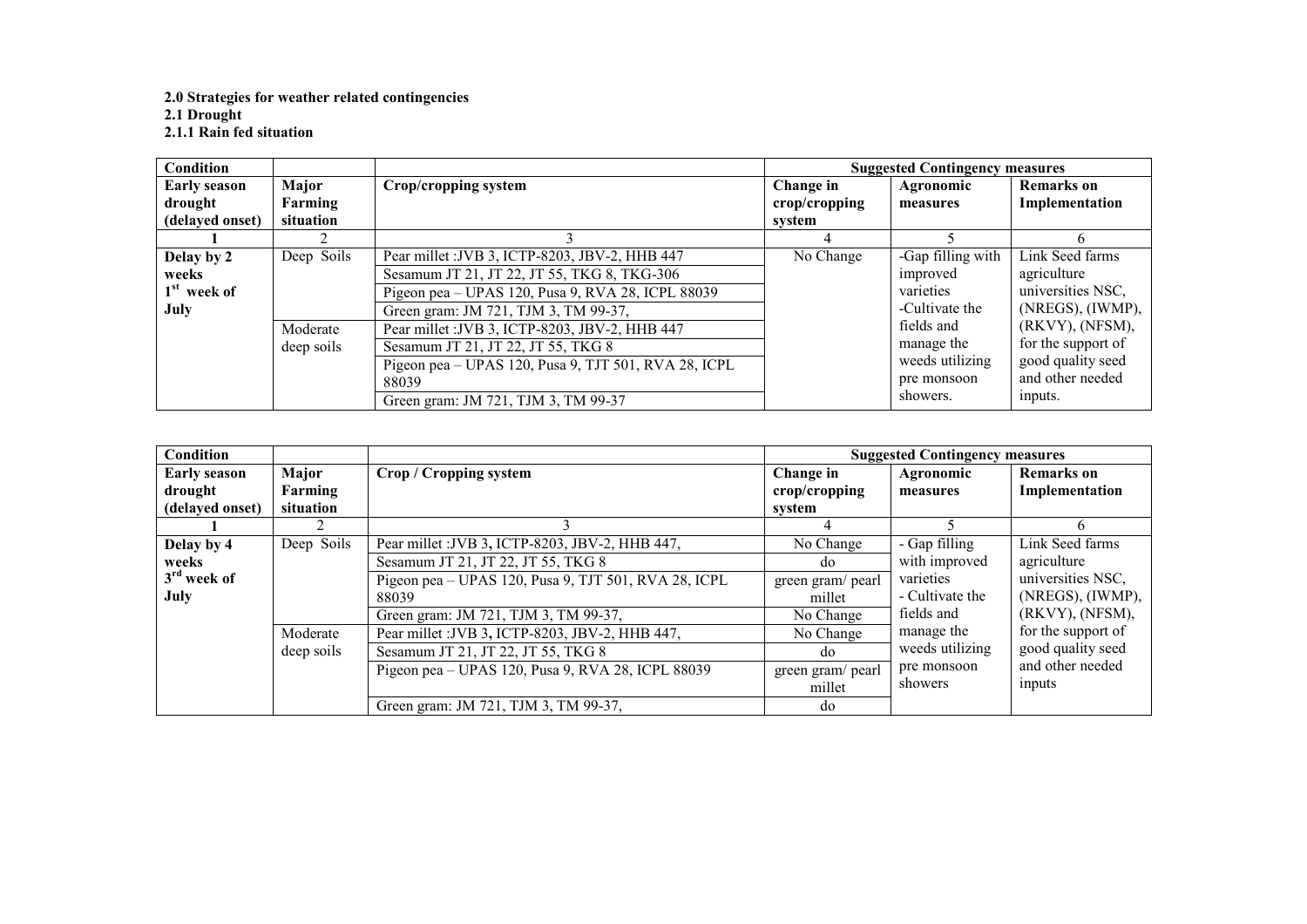**2.0 Strategies for weather related contingencies**

**2.1 Drought**

**2.1.1 Rain fed situation**

| **Condition** | | | **Suggested Contingency measures** | | |
|---|---|---|---|---|---|
| **Early season drought (delayed onset)** | **Major Farming situation** | **Crop/cropping system** | **Change in crop/cropping system** | **Agronomic measures** | **Remarks on Implementation** |
| **1** | 2 | 3 | 4 | 5 | 6 |
| **Delay by 2 weeks 1st week of July** | Deep Soils | Pear millet :JVB 3, ICTP-8203, JBV-2, HHB 447 | No Change | -Gap filling with improved varieties -Cultivate the fields and manage the weeds utilizing pre monsoon showers. | Link Seed farms agriculture universities NSC, (NREGS), (IWMP), (RKVY), (NFSM), for the support of good quality seed and other needed inputs. |
| | | Sesamum JT 21, JT 22, JT 55, TKG 8, TKG-306 | | | |
| | | Pigeon pea – UPAS 120, Pusa 9, RVA 28, ICPL 88039 | | | |
| | | Green gram: JM 721, TJM 3, TM 99-37, | | | |
| | Moderate deep soils | Pear millet :JVB 3, ICTP-8203, JBV-2, HHB 447 | | | |
| | | Sesamum JT 21, JT 22, JT 55, TKG 8 | | | |
| | | Pigeon pea – UPAS 120, Pusa 9, TJT 501, RVA 28, ICPL 88039 | | | |
| | | Green gram: JM 721, TJM 3, TM 99-37 | | | |

| **Condition** | | | **Suggested Contingency measures** | | |
|---|---|---|---|---|---|
| **Early season drought (delayed onset)** | **Major Farming situation** | **Crop / Cropping system** | **Change in crop/cropping system** | **Agronomic measures** | **Remarks on Implementation** |
| **1** | 2 | 3 | 4 | 5 | 6 |
| **Delay by 4 weeks 3rd week of July** | Deep Soils | Pear millet :JVB 3, ICTP-8203, JBV-2, HHB 447, | No Change | - Gap filling with improved varieties - Cultivate the fields and manage the weeds utilizing pre monsoon showers | Link Seed farms agriculture universities NSC, (NREGS), (IWMP), (RKVY), (NFSM), for the support of good quality seed and other needed inputs |
| | | Sesamum JT 21, JT 22, JT 55, TKG 8 | do | | |
| | | Pigeon pea – UPAS 120, Pusa 9, TJT 501, RVA 28, ICPL 88039 | green gram/ pearl millet | | |
| | | Green gram: JM 721, TJM 3, TM 99-37, | No Change | | |
| | Moderate deep soils | Pear millet :JVB 3, ICTP-8203, JBV-2, HHB 447, | No Change | | |
| | | Sesamum JT 21, JT 22, JT 55, TKG 8 | do | | |
| | | Pigeon pea – UPAS 120, Pusa 9, RVA 28, ICPL 88039 | green gram/ pearl millet | | |
| | | Green gram: JM 721, TJM 3, TM 99-37, | do | | |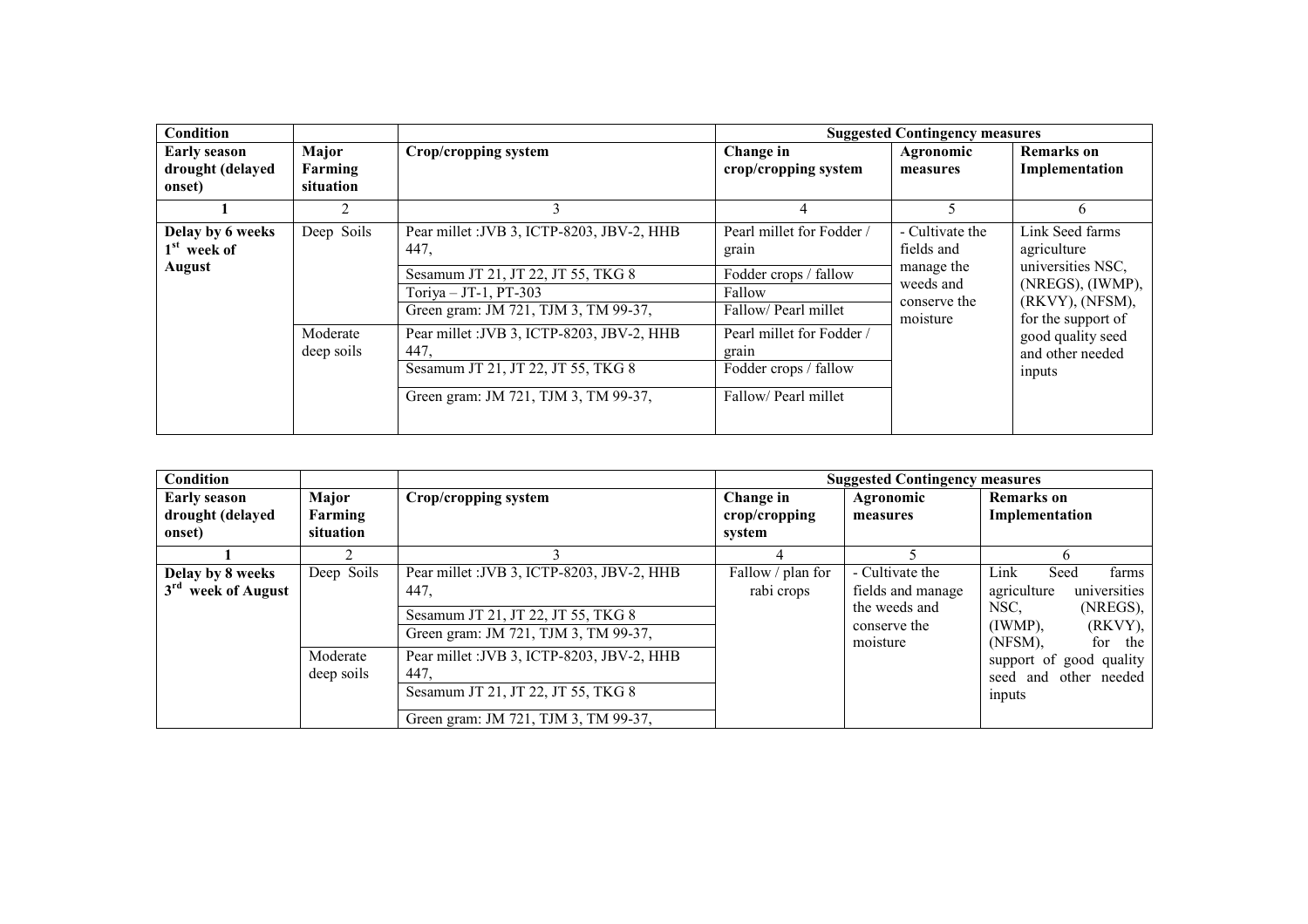| Condition | | | Suggested Contingency measures | | |
|---|---|---|---|---|---|
| Early season drought (delayed onset) | Major Farming situation | Crop/cropping system | Change in crop/cropping system | Agronomic measures | Remarks on Implementation |
| 1 | 2 | 3 | 4 | 5 | 6 |
| Delay by 6 weeks 1st week of August | Deep Soils | Pear millet :JVB 3, ICTP-8203, JBV-2, HHB 447, | Pearl millet for Fodder / grain | - Cultivate the fields and manage the weeds and conserve the moisture | Link Seed farms agriculture universities NSC, (NREGS), (IWMP), (RKVY), (NFSM), for the support of good quality seed and other needed inputs |
| | | Sesamum JT 21, JT 22, JT 55, TKG 8 | Fodder crops / fallow | | |
| | | Toriya – JT-1, PT-303 | Fallow | | |
| | | Green gram: JM 721, TJM 3, TM 99-37, | Fallow/ Pearl millet | | |
| | Moderate deep soils | Pear millet :JVB 3, ICTP-8203, JBV-2, HHB 447, | Pearl millet for Fodder / grain | | |
| | | Sesamum JT 21, JT 22, JT 55, TKG 8 | Fodder crops / fallow | | |
| | | Green gram: JM 721, TJM 3, TM 99-37, | Fallow/ Pearl millet | | |

| Condition | | | Suggested Contingency measures | | |
|---|---|---|---|---|---|
| Early season drought (delayed onset) | Major Farming situation | Crop/cropping system | Change in crop/cropping system | Agronomic measures | Remarks on Implementation |
| 1 | 2 | 3 | 4 | 5 | 6 |
| Delay by 8 weeks 3rd week of August | Deep Soils | Pear millet :JVB 3, ICTP-8203, JBV-2, HHB 447, | Fallow / plan for rabi crops | - Cultivate the fields and manage the weeds and conserve the moisture | Link Seed farms agriculture universities NSC, (NREGS), (IWMP), (RKVY), (NFSM), for the support of good quality seed and other needed inputs |
| | | Sesamum JT 21, JT 22, JT 55, TKG 8 | | | |
| | | Green gram: JM 721, TJM 3, TM 99-37, | | | |
| | Moderate deep soils | Pear millet :JVB 3, ICTP-8203, JBV-2, HHB 447, | | | |
| | | Sesamum JT 21, JT 22, JT 55, TKG 8 | | | |
| | | Green gram: JM 721, TJM 3, TM 99-37, | | | |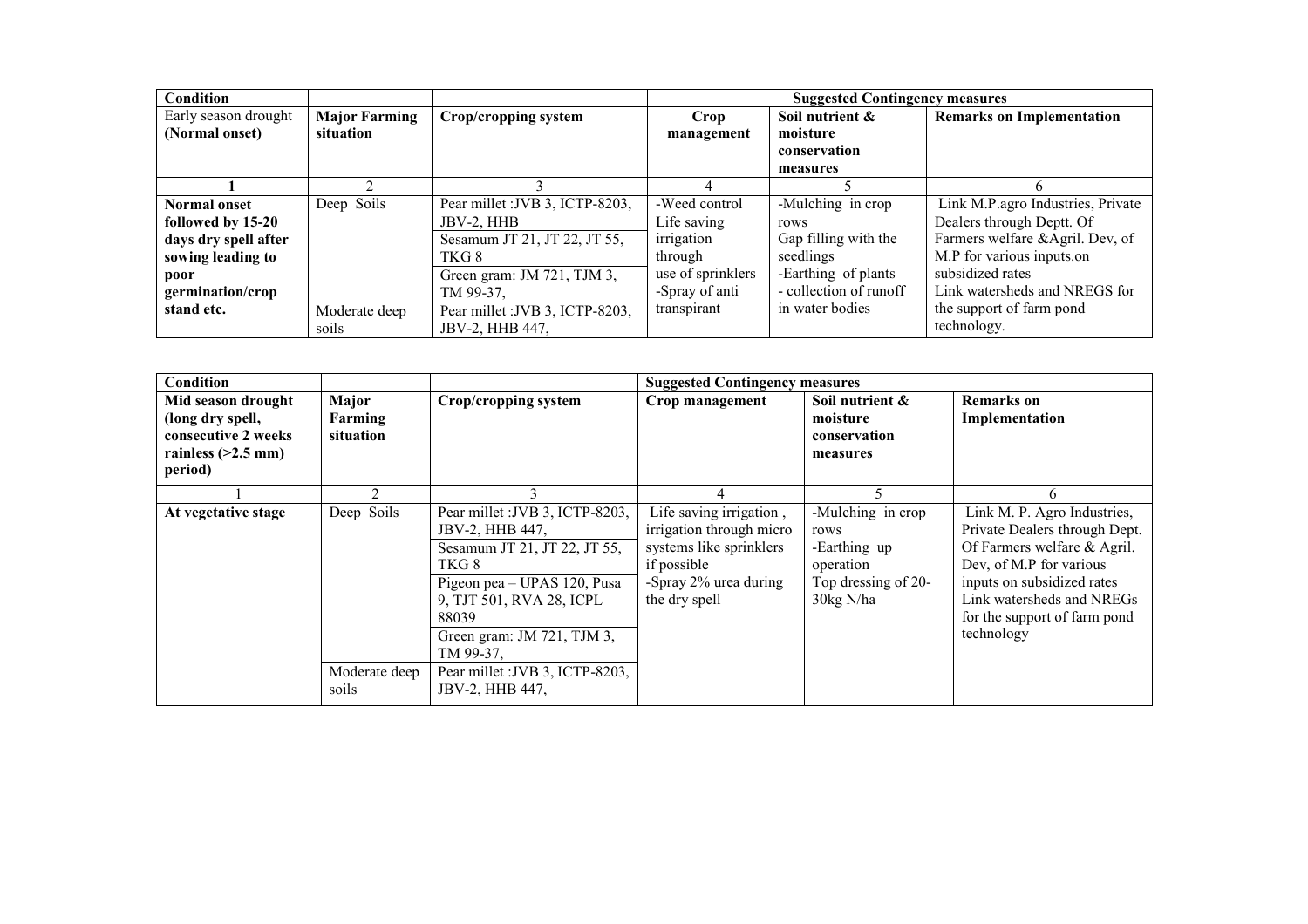| Condition | | | Suggested Contingency measures | | |
|---|---|---|---|---|---|
| Early season drought **(Normal onset)** | **Major Farming situation** | **Crop/cropping system** | **Crop management** | **Soil nutrient & moisture conservation measures** | **Remarks on Implementation** |
| **1** | 2 | 3 | 4 | 5 | 6 |
| **Normal onset followed by 15-20 days dry spell after sowing leading to poor germination/crop stand etc.** | Deep Soils | Pear millet :JVB 3, ICTP-8203, JBV-2, HHB<br>Sesamum JT 21, JT 22, JT 55, TKG 8<br>Green gram: JM 721, TJM 3, TM 99-37, | -Weed control<br>Life saving irrigation through use of sprinklers<br>-Spray of anti transpirant | -Mulching in crop rows<br>Gap filling with the seedlings<br>-Earthing of plants<br>- collection of runoff in water bodies | Link M.P.agro Industries, Private Dealers through Deptt. Of Farmers welfare &Agril. Dev, of M.P for various inputs.on subsidized rates<br>Link watersheds and NREGS for the support of farm pond technology. |
| | Moderate deep soils | Pear millet :JVB 3, ICTP-8203, JBV-2, HHB 447, | | | |

| Condition | | | Suggested Contingency measures | | |
|---|---|---|---|---|---|
| **Mid season drought (long dry spell, consecutive 2 weeks rainless (>2.5 mm) period)** | **Major Farming situation** | **Crop/cropping system** | **Crop management** | **Soil nutrient & moisture conservation measures** | **Remarks on Implementation** |
| 1 | 2 | 3 | 4 | 5 | 6 |
| **At vegetative stage** | Deep Soils | Pear millet :JVB 3, ICTP-8203, JBV-2, HHB 447,<br>Sesamum JT 21, JT 22, JT 55, TKG 8<br>Pigeon pea – UPAS 120, Pusa 9, TJT 501, RVA 28, ICPL 88039<br>Green gram: JM 721, TJM 3, TM 99-37, | Life saving irrigation , irrigation through micro systems like sprinklers if possible<br>-Spray 2% urea during the dry spell | -Mulching in crop rows<br>-Earthing up operation<br>Top dressing of 20-30kg N/ha | Link M. P. Agro Industries, Private Dealers through Dept. Of Farmers welfare & Agril. Dev, of M.P for various inputs on subsidized rates<br>Link watersheds and NREGs for the support of farm pond technology |
| | Moderate deep soils | Pear millet :JVB 3, ICTP-8203, JBV-2, HHB 447, | | | |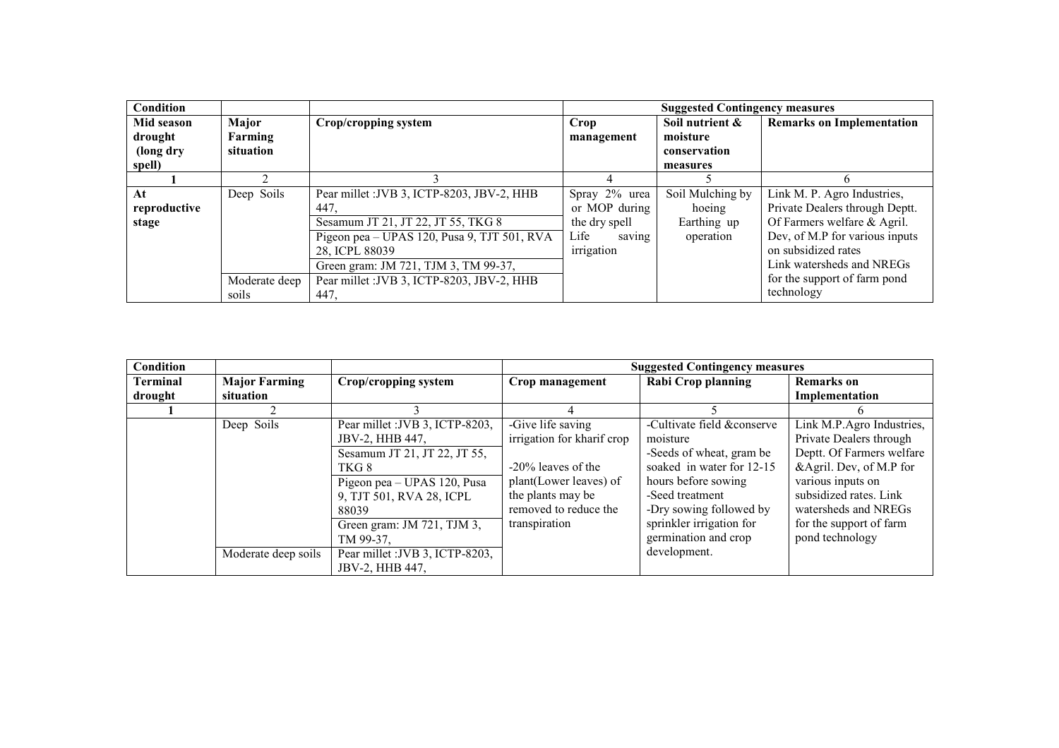| Condition | | | Suggested Contingency measures | | |
|---|---|---|---|---|---|
| Mid season drought (long dry spell) | Major Farming situation | Crop/cropping system | Crop management | Soil nutrient & moisture conservation measures | Remarks on Implementation |
| 1 | 2 | 3 | 4 | 5 | 6 |
| At reproductive stage | Deep Soils | Pear millet :JVB 3, ICTP-8203, JBV-2, HHB 447, | Spray 2% urea or MOP during the dry spell Life saving irrigation | Soil Mulching by hoeing Earthing up operation | Link M. P. Agro Industries, Private Dealers through Deptt. Of Farmers welfare & Agril. Dev, of M.P for various inputs on subsidized rates Link watersheds and NREGs for the support of farm pond technology |
| | | Sesamum JT 21, JT 22, JT 55, TKG 8 | | | |
| | | Pigeon pea – UPAS 120, Pusa 9, TJT 501, RVA 28, ICPL 88039 | | | |
| | | Green gram: JM 721, TJM 3, TM 99-37, | | | |
| | Moderate deep soils | Pear millet :JVB 3, ICTP-8203, JBV-2, HHB 447, | | | |

| Condition | | | Suggested Contingency measures | | |
|---|---|---|---|---|---|
| Terminal drought | Major Farming situation | Crop/cropping system | Crop management | Rabi Crop planning | Remarks on Implementation |
| 1 | 2 | 3 | 4 | 5 | 6 |
| | Deep Soils | Pear millet :JVB 3, ICTP-8203, JBV-2, HHB 447, | -Give life saving irrigation for kharif crop -20% leaves of the plant(Lower leaves) of the plants may be removed to reduce the transpiration | -Cultivate field &conserve moisture -Seeds of wheat, gram be soaked in water for 12-15 hours before sowing -Seed treatment -Dry sowing followed by sprinkler irrigation for germination and crop development. | Link M.P.Agro Industries, Private Dealers through Deptt. Of Farmers welfare &Agril. Dev, of M.P for various inputs on subsidized rates. Link watersheds and NREGs for the support of farm pond technology |
| | | Sesamum JT 21, JT 22, JT 55, TKG 8 | | | |
| | | Pigeon pea – UPAS 120, Pusa 9, TJT 501, RVA 28, ICPL 88039 | | | |
| | | Green gram: JM 721, TJM 3, TM 99-37, | | | |
| | Moderate deep soils | Pear millet :JVB 3, ICTP-8203, JBV-2, HHB 447, | | | |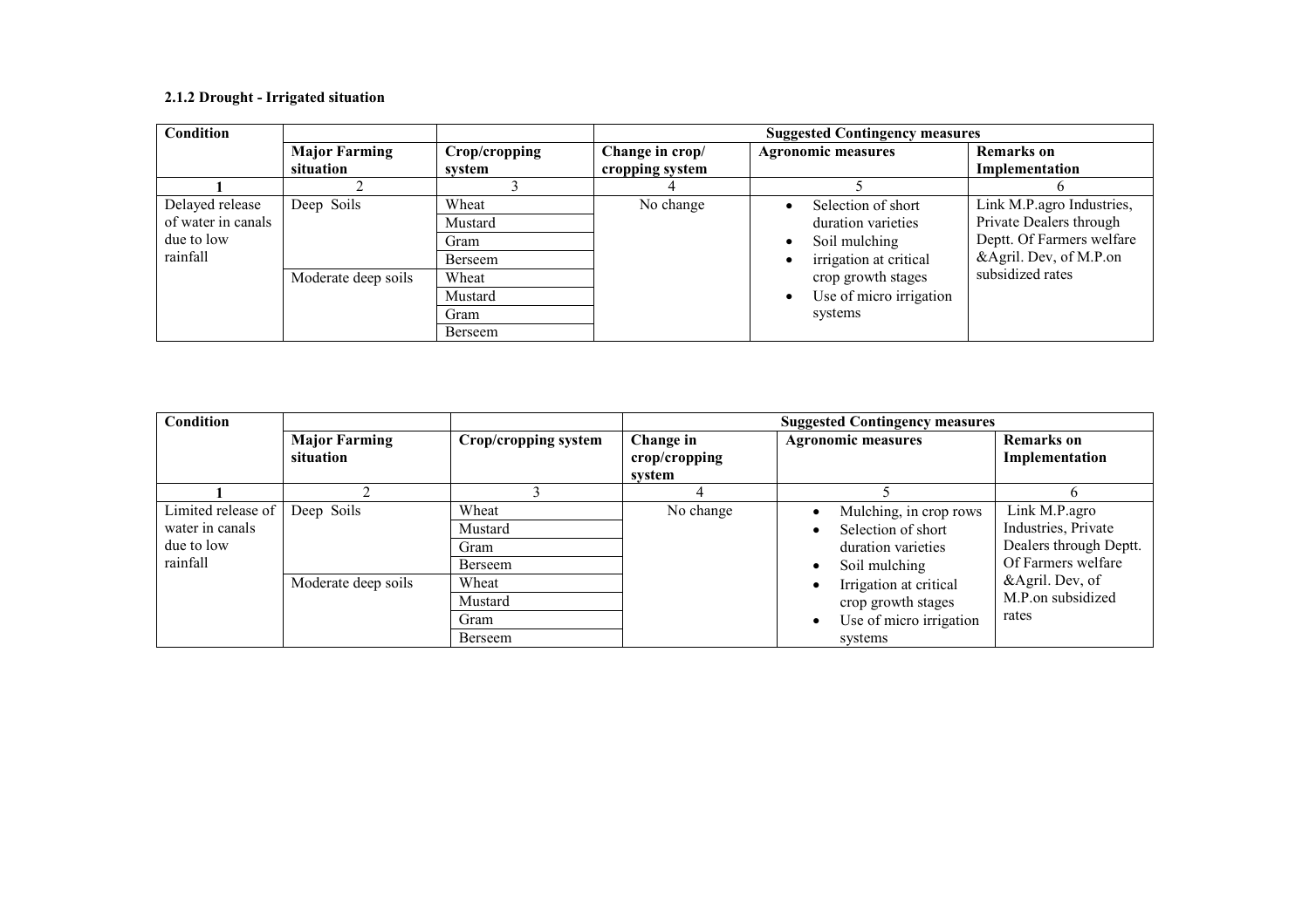#### 2.1.2 Drought - Irrigated situation

| Condition | | | Suggested Contingency measures | | |
|---|---|---|---|---|---|
| | Major Farming situation | Crop/cropping system | Change in crop/ cropping system | Agronomic measures | Remarks on Implementation |
| 1 | 2 | 3 | 4 | 5 | 6 |
| Delayed release of water in canals due to low rainfall | Deep Soils | Wheat | No change | • Selection of short duration varieties<br>• Soil mulching<br>• irrigation at critical crop growth stages<br>• Use of micro irrigation systems | Link M.P.agro Industries, Private Dealers through Deptt. Of Farmers welfare &Agril. Dev, of M.P.on subsidized rates |
| | | Mustard | | | |
| | | Gram | | | |
| | | Berseem | | | |
| | Moderate deep soils | Wheat | | | |
| | | Mustard | | | |
| | | Gram | | | |
| | | Berseem | | | |

| Condition | | | Suggested Contingency measures | | |
|---|---|---|---|---|---|
| | Major Farming situation | Crop/cropping system | Change in crop/cropping system | Agronomic measures | Remarks on Implementation |
| 1 | 2 | 3 | 4 | 5 | 6 |
| Limited release of water in canals due to low rainfall | Deep Soils | Wheat | No change | • Mulching, in crop rows<br>• Selection of short duration varieties<br>• Soil mulching<br>• Irrigation at critical crop growth stages<br>• Use of micro irrigation systems | Link M.P.agro Industries, Private Dealers through Deptt. Of Farmers welfare &Agril. Dev, of M.P.on subsidized rates |
| | | Mustard | | | |
| | | Gram | | | |
| | | Berseem | | | |
| | Moderate deep soils | Wheat | | | |
| | | Mustard | | | |
| | | Gram | | | |
| | | Berseem | | | |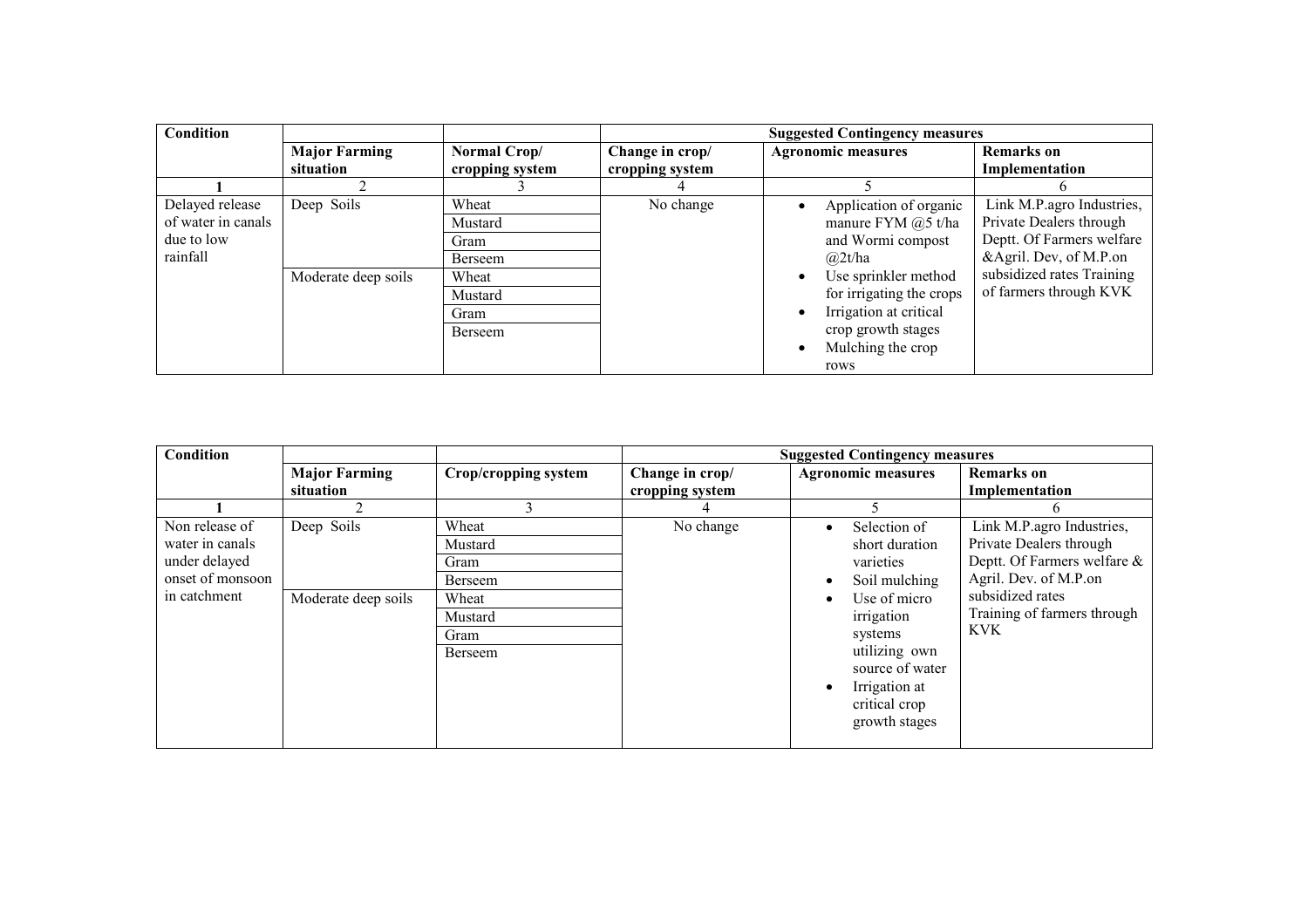| Condition | | | Suggested Contingency measures | | |
|---|---|---|---|---|---|
| | Major Farming situation | Normal Crop/ cropping system | Change in crop/ cropping system | Agronomic measures | Remarks on Implementation |
| 1 | 2 | 3 | 4 | 5 | 6 |
| Delayed release of water in canals due to low rainfall | Deep Soils | Wheat | No change | • Application of organic manure FYM @5 t/ha and Wormi compost @2t/ha<br>• Use sprinkler method for irrigating the crops<br>• Irrigation at critical crop growth stages<br>• Mulching the crop rows | Link M.P.agro Industries, Private Dealers through Deptt. Of Farmers welfare &Agril. Dev, of M.P.on subsidized rates Training of farmers through KVK |
| | | Mustard | | | |
| | | Gram | | | |
| | | Berseem | | | |
| | Moderate deep soils | Wheat | | | |
| | | Mustard | | | |
| | | Gram | | | |
| | | Berseem | | | |

| Condition | | | Suggested Contingency measures | | |
|---|---|---|---|---|---|
| | Major Farming situation | Crop/cropping system | Change in crop/ cropping system | Agronomic measures | Remarks on Implementation |
| 1 | 2 | 3 | 4 | 5 | 6 |
| Non release of water in canals under delayed onset of monsoon in catchment | Deep Soils | Wheat | No change | • Selection of short duration varieties<br>• Soil mulching<br>• Use of micro irrigation systems utilizing own source of water<br>• Irrigation at critical crop growth stages | Link M.P.agro Industries, Private Dealers through Deptt. Of Farmers welfare & Agril. Dev. of M.P.on subsidized rates Training of farmers through KVK |
| | | Mustard | | | |
| | | Gram | | | |
| | | Berseem | | | |
| | Moderate deep soils | Wheat | | | |
| | | Mustard | | | |
| | | Gram | | | |
| | | Berseem | | | |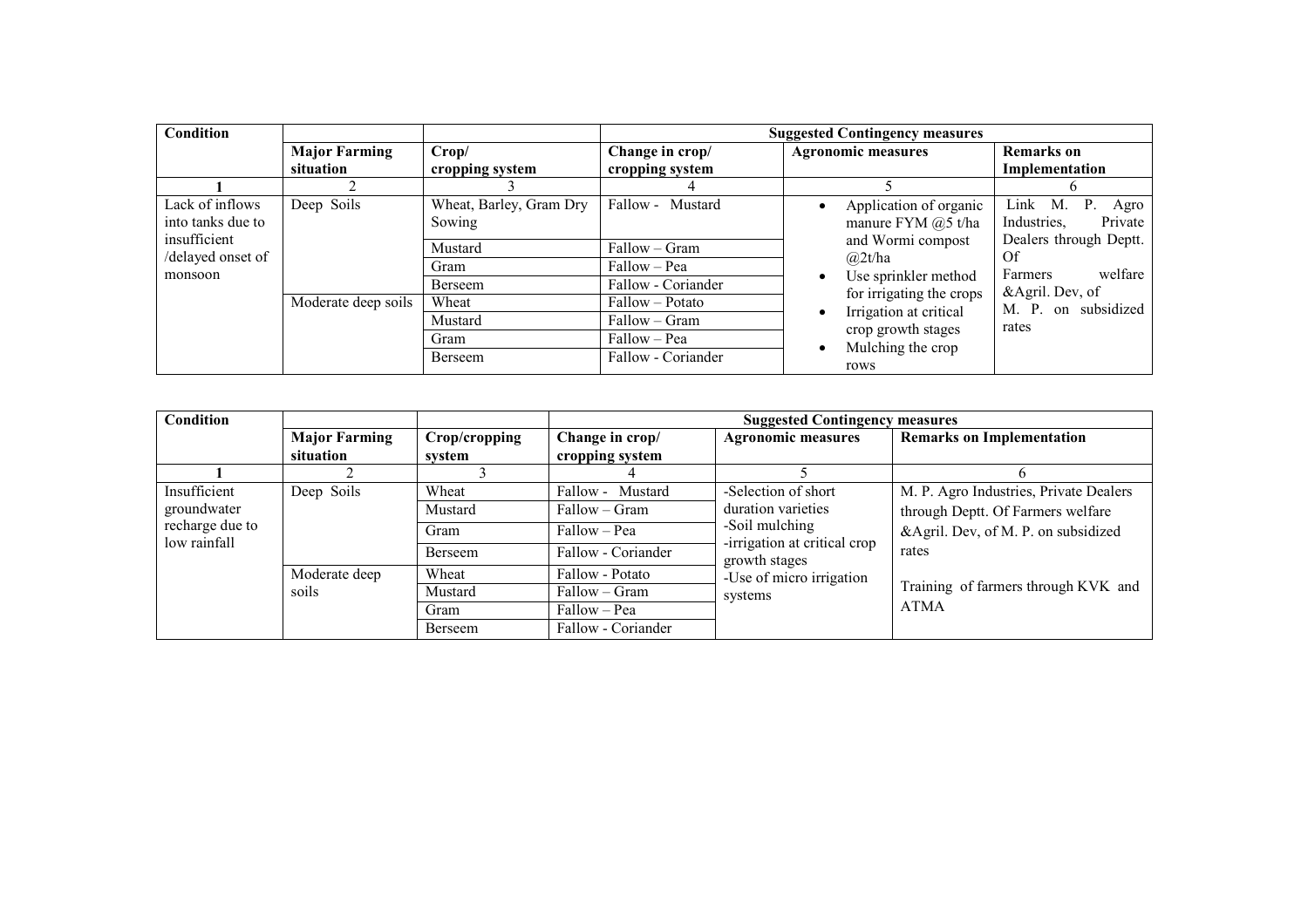| Condition | | | Suggested Contingency measures | | |
|---|---|---|---|---|---|
| | Major Farming situation | Crop/ cropping system | Change in crop/ cropping system | Agronomic measures | Remarks on Implementation |
| 1 | 2 | 3 | 4 | 5 | 6 |
| Lack of inflows into tanks due to insufficient /delayed onset of monsoon | Deep Soils | Wheat, Barley, Gram Dry Sowing | Fallow - Mustard | • Application of organic manure FYM @5 t/ha and Wormi compost @2t/ha<br>• Use sprinkler method for irrigating the crops<br>• Irrigation at critical crop growth stages<br>• Mulching the crop rows | Link M. P. Agro Industries, Private Dealers through Deptt. Of Farmers welfare &Agril. Dev, of M. P. on subsidized rates |
| | | Mustard | Fallow – Gram | | |
| | | Gram | Fallow – Pea | | |
| | | Berseem | Fallow - Coriander | | |
| | Moderate deep soils | Wheat | Fallow – Potato | | |
| | | Mustard | Fallow – Gram | | |
| | | Gram | Fallow – Pea | | |
| | | Berseem | Fallow - Coriander | | |

| Condition | | | Suggested Contingency measures | | |
|---|---|---|---|---|---|
| | Major Farming situation | Crop/cropping system | Change in crop/ cropping system | Agronomic measures | Remarks on Implementation |
| 1 | 2 | 3 | 4 | 5 | 6 |
| Insufficient groundwater recharge due to low rainfall | Deep Soils | Wheat | Fallow - Mustard | -Selection of short duration varieties<br>-Soil mulching<br>-irrigation at critical crop growth stages<br>-Use of micro irrigation systems | M. P. Agro Industries, Private Dealers through Deptt. Of Farmers welfare &Agril. Dev, of M. P. on subsidized rates<br><br>Training of farmers through KVK and ATMA |
| | | Mustard | Fallow – Gram | | |
| | | Gram | Fallow – Pea | | |
| | | Berseem | Fallow - Coriander | | |
| | Moderate deep soils | Wheat | Fallow - Potato | | |
| | | Mustard | Fallow – Gram | | |
| | | Gram | Fallow – Pea | | |
| | | Berseem | Fallow - Coriander | | |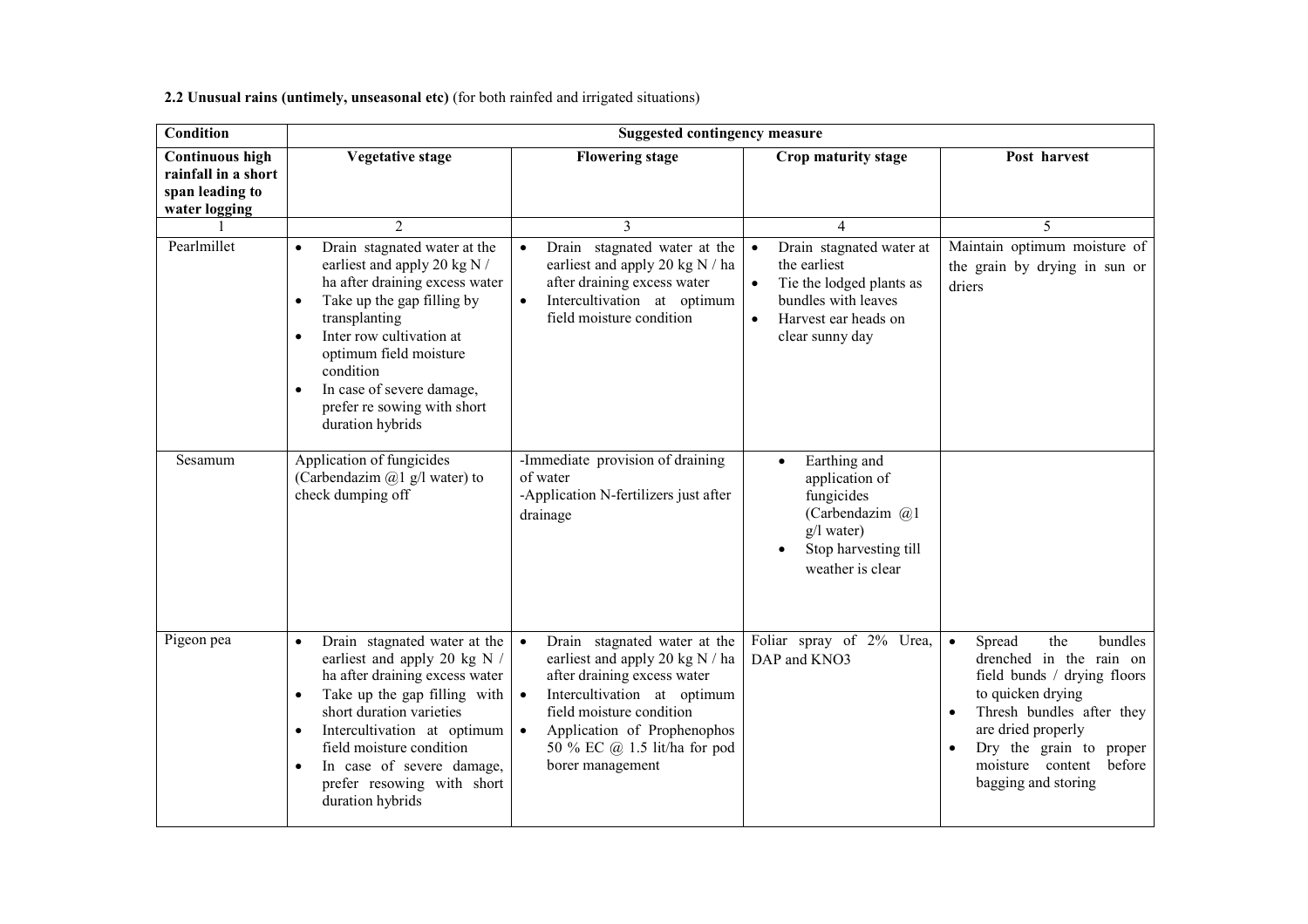**2.2 Unusual rains (untimely, unseasonal etc)** (for both rainfed and irrigated situations)

| Condition | Suggested contingency measure | | | |
|---|---|---|---|---|
| **Continuous high rainfall in a short span leading to water logging** | **Vegetative stage** | **Flowering stage** | **Crop maturity stage** | **Post harvest** |
| 1 | 2 | 3 | 4 | 5 |
| Pearlmillet | • Drain stagnated water at the earliest and apply 20 kg N / ha after draining excess water<br>• Take up the gap filling by transplanting<br>• Inter row cultivation at optimum field moisture condition<br>• In case of severe damage, prefer re sowing with short duration hybrids | • Drain stagnated water at the earliest and apply 20 kg N / ha after draining excess water<br>• Intercultivation at optimum field moisture condition | • Drain stagnated water at the earliest<br>• Tie the lodged plants as bundles with leaves<br>• Harvest ear heads on clear sunny day | Maintain optimum moisture of the grain by drying in sun or driers |
| Sesamum | Application of fungicides (Carbendazim @1 g/l water) to check dumping off | -Immediate provision of draining of water<br>-Application N-fertilizers just after drainage | • Earthing and application of fungicides (Carbendazim @1 g/l water)<br>• Stop harvesting till weather is clear | |
| Pigeon pea | • Drain stagnated water at the earliest and apply 20 kg N / ha after draining excess water<br>• Take up the gap filling with short duration varieties<br>• Intercultivation at optimum field moisture condition<br>• In case of severe damage, prefer resowing with short duration hybrids | • Drain stagnated water at the earliest and apply 20 kg N / ha after draining excess water<br>• Intercultivation at optimum field moisture condition<br>• Application of Prophenophos 50 % EC @ 1.5 lit/ha for pod borer management | Foliar spray of 2% Urea, DAP and $KNO_3$ | • Spread the bundles drenched in the rain on field bunds / drying floors to quicken drying<br>• Thresh bundles after they are dried properly<br>• Dry the grain to proper moisture content before bagging and storing |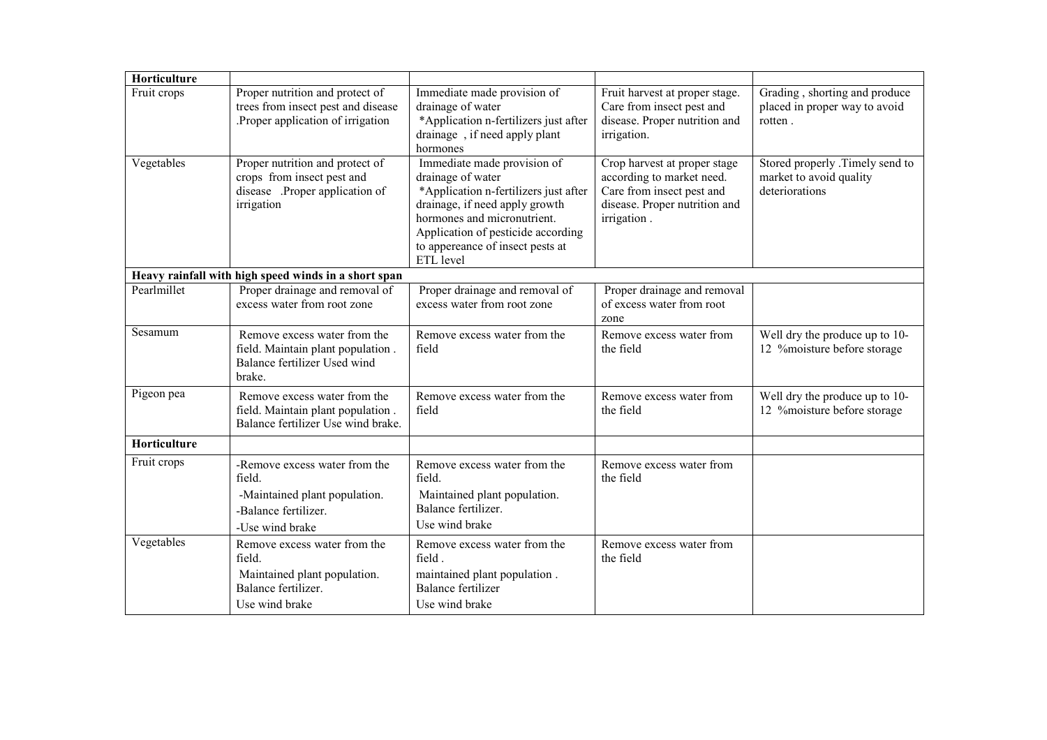| Horticulture | | | | |
|---|---|---|---|---|
| Fruit crops | Proper nutrition and protect of trees from insect pest and disease .Proper application of irrigation | Immediate made provision of drainage of water *Application n-fertilizers just after drainage , if need apply plant hormones | Fruit harvest at proper stage. Care from insect pest and disease. Proper nutrition and irrigation. | Grading , shorting and produce placed in proper way to avoid rotten . |
| Vegetables | Proper nutrition and protect of crops from insect pest and disease .Proper application of irrigation | Immediate made provision of drainage of water *Application n-fertilizers just after drainage, if need apply growth hormones and micronutrient. Application of pesticide according to appereance of insect pests at ETL level | Crop harvest at proper stage according to market need. Care from insect pest and disease. Proper nutrition and irrigation . | Stored properly .Timely send to market to avoid quality deteriorations |
| **Heavy rainfall with high speed winds in a short span** | | | | |
| Pearlmillet | Proper drainage and removal of excess water from root zone | Proper drainage and removal of excess water from root zone | Proper drainage and removal of excess water from root zone | |
| Sesamum | Remove excess water from the field. Maintain plant population . Balance fertilizer Used wind brake. | Remove excess water from the field | Remove excess water from the field | Well dry the produce up to 10-12 %moisture before storage |
| Pigeon pea | Remove excess water from the field. Maintain plant population . Balance fertilizer Use wind brake. | Remove excess water from the field | Remove excess water from the field | Well dry the produce up to 10-12 %moisture before storage |
| **Horticulture** | | | | |
| Fruit crops | -Remove excess water from the field. -Maintained plant population. -Balance fertilizer. -Use wind brake | Remove excess water from the field. Maintained plant population. Balance fertilizer. Use wind brake | Remove excess water from the field | |
| Vegetables | Remove excess water from the field. Maintained plant population. Balance fertilizer. Use wind brake | Remove excess water from the field . maintained plant population . Balance fertilizer Use wind brake | Remove excess water from the field | |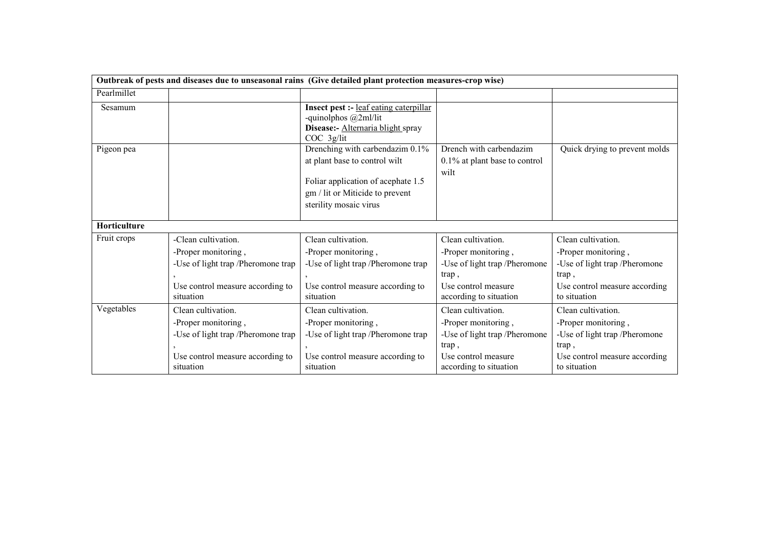| Outbreak of pests and diseases due to unseasonal rains (Give detailed plant protection measures-crop wise) | | | | |
|---|---|---|---|---|
| Pearlmillet | | | | |
| Sesamum | | **Insect pest :-** leaf eating caterpillar -quinolphos @2ml/lit **Disease:-** Alternaria blight spray COC 3g/lit | | |
| Pigeon pea | | Drenching with carbendazim 0.1% at plant base to control wilt<br><br>Foliar application of acephate 1.5 gm / lit or Miticide to prevent sterility mosaic virus | Drench with carbendazim 0.1% at plant base to control wilt | Quick drying to prevent molds |
| **Horticulture** | | | | |
| Fruit crops | -Clean cultivation.<br>-Proper monitoring ,<br>-Use of light trap /Pheromone trap ,<br>Use control measure according to situation | Clean cultivation.<br>-Proper monitoring ,<br>-Use of light trap /Pheromone trap ,<br>Use control measure according to situation | Clean cultivation.<br>-Proper monitoring ,<br>-Use of light trap /Pheromone trap ,<br>Use control measure according to situation | Clean cultivation.<br>-Proper monitoring ,<br>-Use of light trap /Pheromone trap ,<br>Use control measure according to situation |
| Vegetables | Clean cultivation.<br>-Proper monitoring ,<br>-Use of light trap /Pheromone trap ,<br>Use control measure according to situation | Clean cultivation.<br>-Proper monitoring ,<br>-Use of light trap /Pheromone trap ,<br>Use control measure according to situation | Clean cultivation.<br>-Proper monitoring ,<br>-Use of light trap /Pheromone trap ,<br>Use control measure according to situation | Clean cultivation.<br>-Proper monitoring ,<br>-Use of light trap /Pheromone trap ,<br>Use control measure according to situation |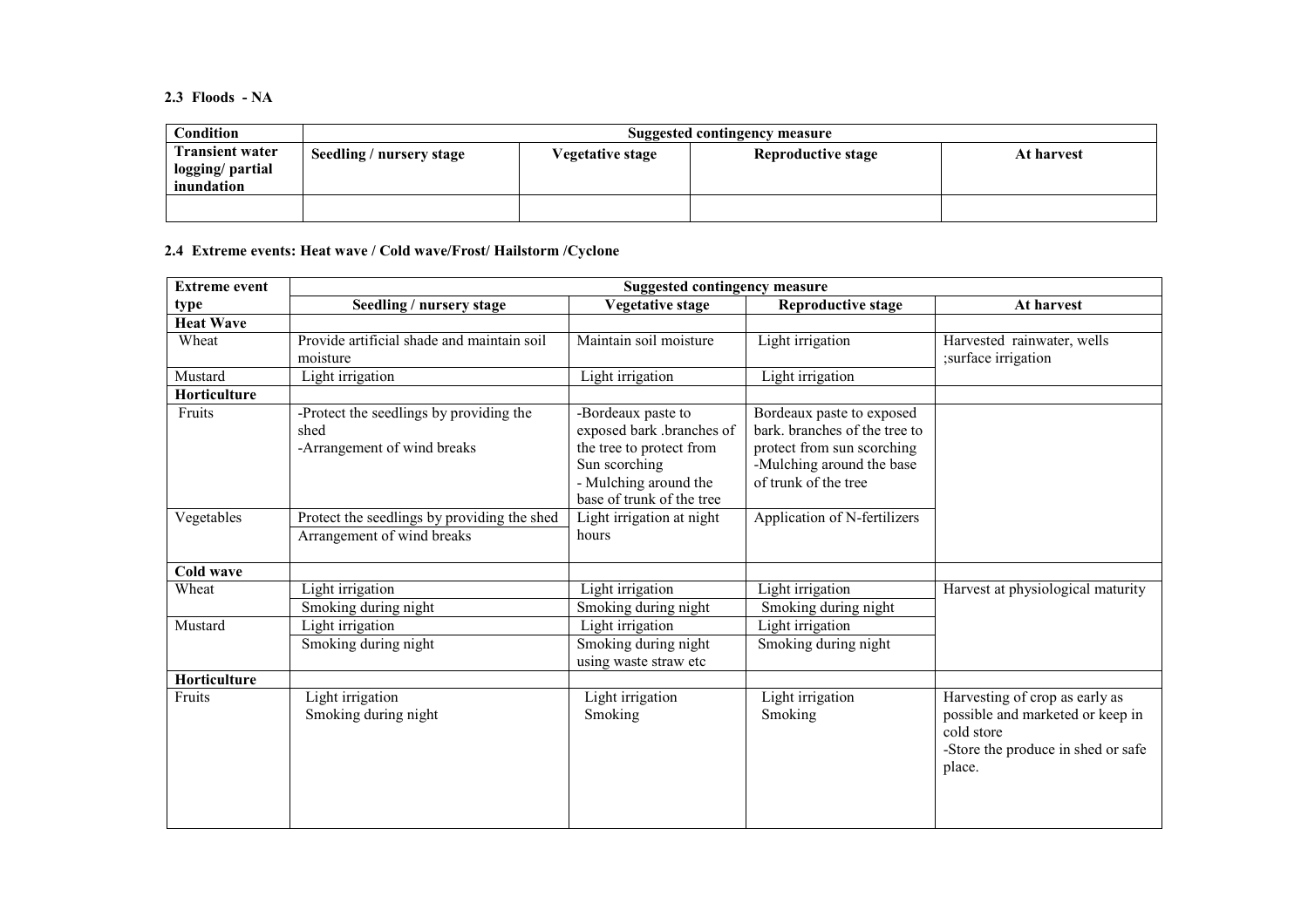**2.3 Floods - NA**

| Condition | Suggested contingency measure | | | |
|---|---|---|---|---|
| **Transient water logging/ partial inundation** | **Seedling / nursery stage** | **Vegetative stage** | **Reproductive stage** | **At harvest** |
| | | | | |

**2.4 Extreme events: Heat wave / Cold wave/Frost/ Hailstorm /Cyclone**

| Extreme event type | Suggested contingency measure | | | |
|---|---|---|---|---|
| | **Seedling / nursery stage** | **Vegetative stage** | **Reproductive stage** | **At harvest** |
| **Heat Wave** | | | | |
| Wheat | Provide artificial shade and maintain soil moisture | Maintain soil moisture | Light irrigation | Harvested rainwater, wells ;surface irrigation |
| Mustard | Light irrigation | Light irrigation | Light irrigation | |
| **Horticulture** | | | | |
| Fruits | -Protect the seedlings by providing the shed<br>-Arrangement of wind breaks | -Bordeaux paste to exposed bark .branches of the tree to protect from Sun scorching<br>- Mulching around the base of trunk of the tree | Bordeaux paste to exposed bark. branches of the tree to protect from sun scorching<br>-Mulching around the base of trunk of the tree | |
| Vegetables | Protect the seedlings by providing the shed<br>Arrangement of wind breaks | Light irrigation at night hours | Application of N-fertilizers | |
| **Cold wave** | | | | |
| Wheat | Light irrigation<br>Smoking during night | Light irrigation<br>Smoking during night | Light irrigation<br>Smoking during night | Harvest at physiological maturity |
| Mustard | Light irrigation<br>Smoking during night | Light irrigation<br>Smoking during night using waste straw etc | Light irrigation<br>Smoking during night | |
| **Horticulture** | | | | |
| Fruits | Light irrigation<br>Smoking during night | Light irrigation<br>Smoking | Light irrigation<br>Smoking | Harvesting of crop as early as possible and marketed or keep in cold store<br>-Store the produce in shed or safe place. |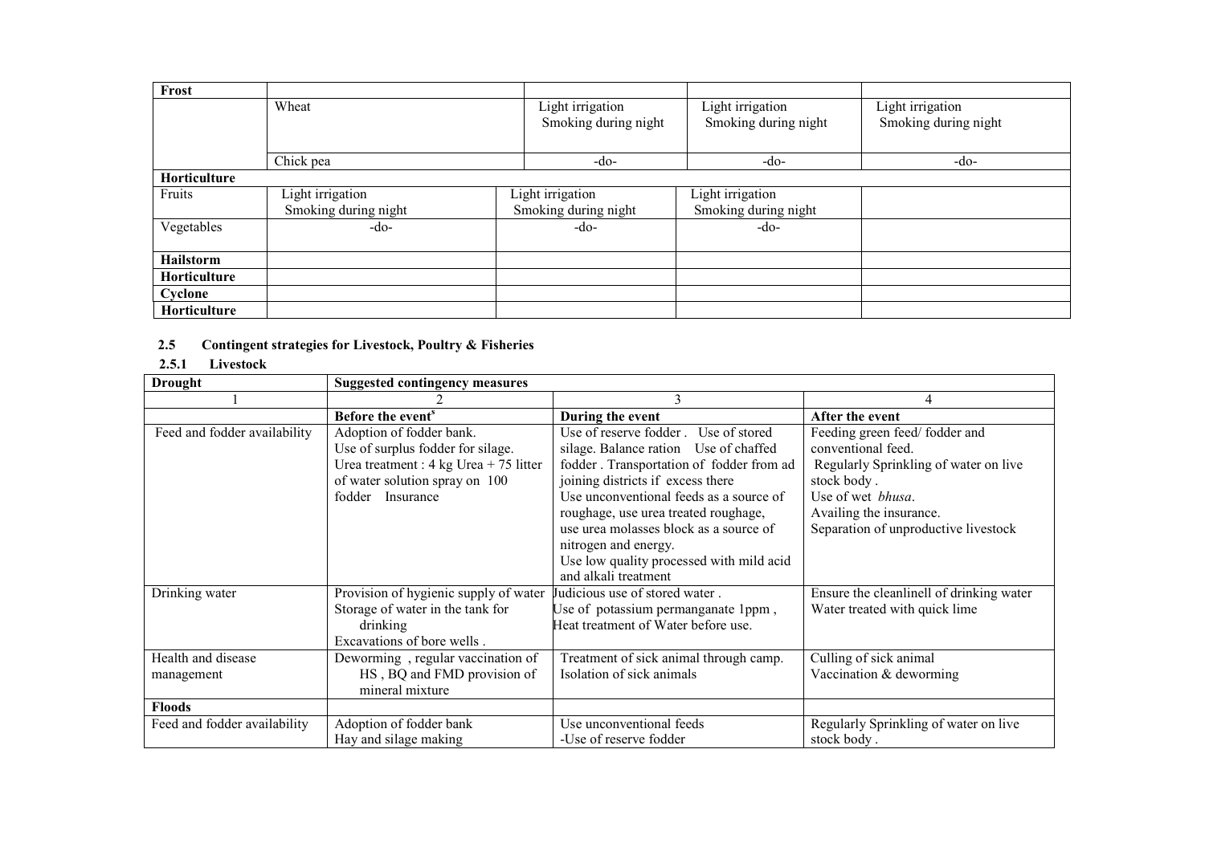| Frost | | | | |
|---|---|---|---|---|
| | Wheat | Light irrigation Smoking during night | Light irrigation Smoking during night | Light irrigation Smoking during night |
| | Chick pea | -do- | -do- | -do- |
| **Horticulture** | | | | |
| Fruits | Light irrigation Smoking during night | Light irrigation Smoking during night | Light irrigation Smoking during night | |
| Vegetables | -do- | -do- | -do- | |
| **Hailstorm** | | | | |
| **Horticulture** | | | | |
| **Cyclone** | | | | |
| **Horticulture** | | | | |

### 2.5 Contingent strategies for Livestock, Poultry & Fisheries

#### 2.5.1 Livestock

| **Drought** | **Suggested contingency measures** | | |
|---|---|---|---|
| 1 | 2 | 3 | 4 |
| | **Before the event[s]** | **During the event** | **After the event** |
| Feed and fodder availability | Adoption of fodder bank. Use of surplus fodder for silage. Urea treatment : 4 kg Urea + 75 litter of water solution spray on 100 fodder Insurance | Use of reserve fodder . Use of stored silage. Balance ration Use of chaffed fodder . Transportation of fodder from ad joining districts if excess there Use unconventional feeds as a source of roughage, use urea treated roughage, use urea molasses block as a source of nitrogen and energy. Use low quality processed with mild acid and alkali treatment | Feeding green feed/ fodder and conventional feed. Regularly Sprinkling of water on live stock body . Use of wet *bhusa*. Availing the insurance. Separation of unproductive livestock |
| Drinking water | Provision of hygienic supply of water Storage of water in the tank for drinking Excavations of bore wells . | Judicious use of stored water . Use of potassium permanganate 1ppm , Heat treatment of Water before use. | Ensure the cleanlinell of drinking water Water treated with quick lime |
| Health and disease management | Deworming , regular vaccination of HS , BQ and FMD provision of mineral mixture | Treatment of sick animal through camp. Isolation of sick animals | Culling of sick animal Vaccination & deworming |
| **Floods** | | | |
| Feed and fodder availability | Adoption of fodder bank Hay and silage making | Use unconventional feeds -Use of reserve fodder | Regularly Sprinkling of water on live stock body . |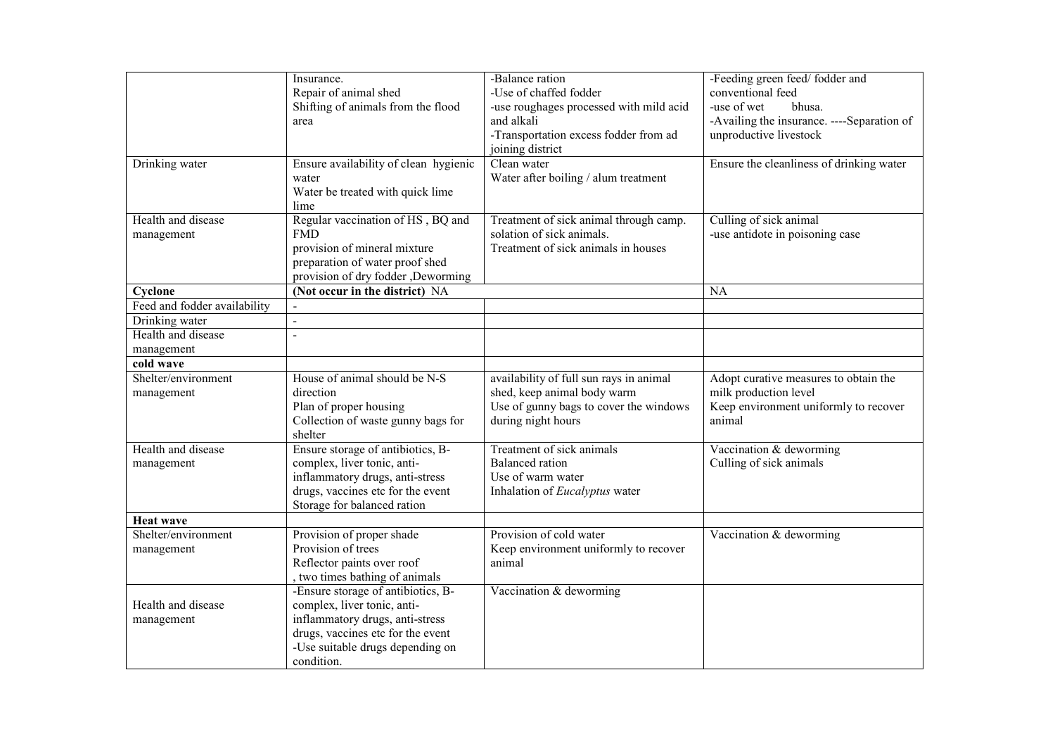|  |  |  |  |
|---|---|---|---|
|  | Insurance.<br>Repair of animal shed<br>Shifting of animals from the flood area | -Balance ration<br>-Use of chaffed fodder<br>-use roughages processed with mild acid and alkali<br>-Transportation excess fodder from ad joining district | -Feeding green feed/ fodder and conventional feed<br>-use of wet bhusa.<br>-Availing the insurance. ----Separation of unproductive livestock |
| Drinking water | Ensure availability of clean hygienic water<br>Water be treated with quick lime lime | Clean water<br>Water after boiling / alum treatment | Ensure the cleanliness of drinking water |
| Health and disease management | Regular vaccination of HS , BQ and FMD<br>provision of mineral mixture<br>preparation of water proof shed<br>provision of dry fodder ,Deworming | Treatment of sick animal through camp.<br>solation of sick animals.<br>Treatment of sick animals in houses | Culling of sick animal<br>-use antidote in poisoning case |
| **Cyclone** | **(Not occur in the district)** NA |  | NA |
| Feed and fodder availability | - |  |  |
| Drinking water | - |  |  |
| Health and disease management | - |  |  |
| **cold wave** |  |  |  |
| Shelter/environment management | House of animal should be N-S direction<br>Plan of proper housing<br>Collection of waste gunny bags for shelter | availability of full sun rays in animal shed, keep animal body warm<br>Use of gunny bags to cover the windows during night hours | Adopt curative measures to obtain the milk production level<br>Keep environment uniformly to recover animal |
| Health and disease management | Ensure storage of antibiotics, B-complex, liver tonic, anti-inflammatory drugs, anti-stress drugs, vaccines etc for the event<br>Storage for balanced ration | Treatment of sick animals<br>Balanced ration<br>Use of warm water<br>Inhalation of *Eucalyptus* water | Vaccination & deworming<br>Culling of sick animals |
| **Heat wave** |  |  |  |
| Shelter/environment management | Provision of proper shade<br>Provision of trees<br>Reflector paints over roof<br>, two times bathing of animals | Provision of cold water<br>Keep environment uniformly to recover animal | Vaccination & deworming |
| Health and disease management | -Ensure storage of antibiotics, B-complex, liver tonic, anti-inflammatory drugs, anti-stress drugs, vaccines etc for the event<br>-Use suitable drugs depending on condition. | Vaccination & deworming |  |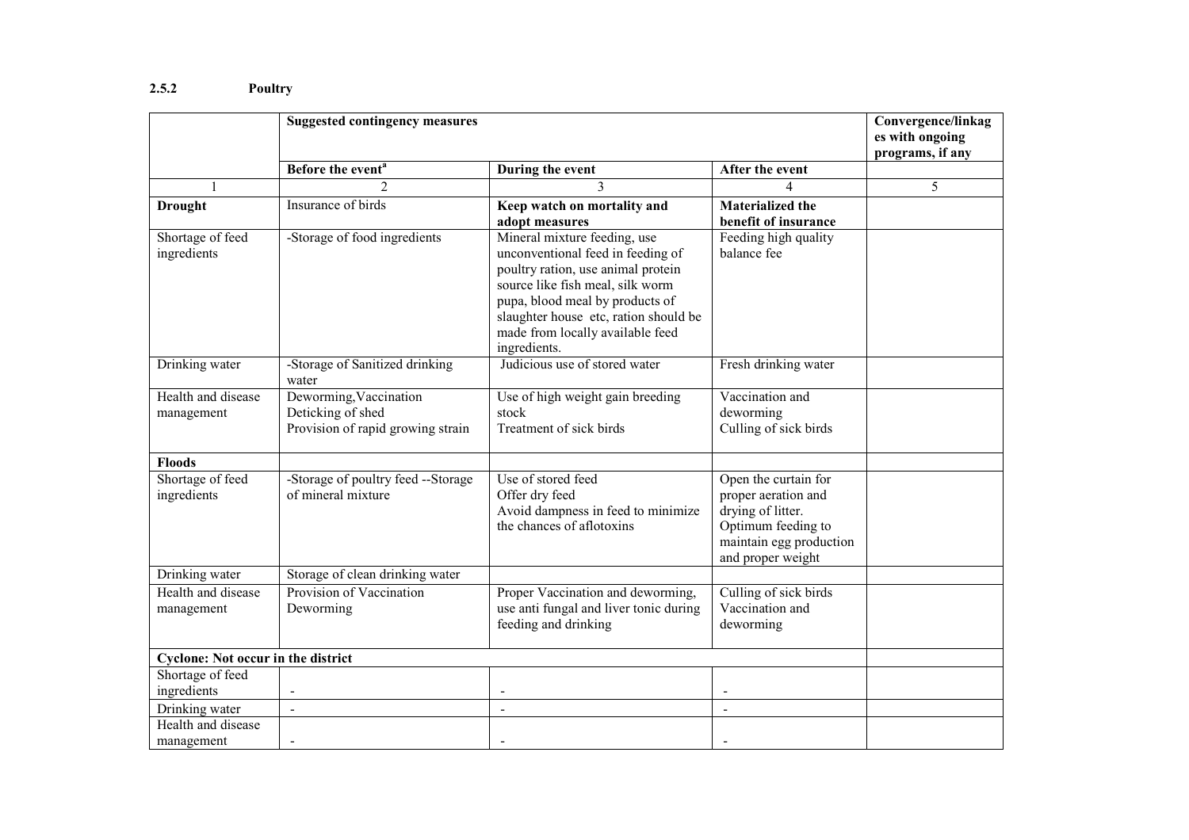### 2.5.2 Poultry

| | Suggested contingency measures | | | Convergence/linkages with ongoing programs, if any |
|---|---|---|---|---|
| | Before the event[a] | During the event | After the event | |
| 1 | 2 | 3 | 4 | 5 |
| **Drought** | Insurance of birds | **Keep watch on mortality and adopt measures** | **Materialized the benefit of insurance** | |
| Shortage of feed ingredients | -Storage of food ingredients | Mineral mixture feeding, use unconventional feed in feeding of poultry ration, use animal protein source like fish meal, silk worm pupa, blood meal by products of slaughter house etc, ration should be made from locally available feed ingredients. | Feeding high quality balance fee | |
| Drinking water | -Storage of Sanitized drinking water | Judicious use of stored water | Fresh drinking water | |
| Health and disease management | Deworming, Vaccination<br>Deticking of shed<br>Provision of rapid growing strain | Use of high weight gain breeding stock<br>Treatment of sick birds | Vaccination and deworming<br>Culling of sick birds | |
| **Floods** | | | | |
| Shortage of feed ingredients | -Storage of poultry feed --Storage of mineral mixture | Use of stored feed<br>Offer dry feed<br>Avoid dampness in feed to minimize the chances of aflotoxins | Open the curtain for proper aeration and drying of litter.<br>Optimum feeding to maintain egg production and proper weight | |
| Drinking water | Storage of clean drinking water | | | |
| Health and disease management | Provision of Vaccination<br>Deworming | Proper Vaccination and deworming, use anti fungal and liver tonic during feeding and drinking | Culling of sick birds<br>Vaccination and deworming | |
| **Cyclone: Not occur in the district** | | | | |
| Shortage of feed ingredients | - | - | - | |
| Drinking water | - | - | - | |
| Health and disease management | - | - | - | |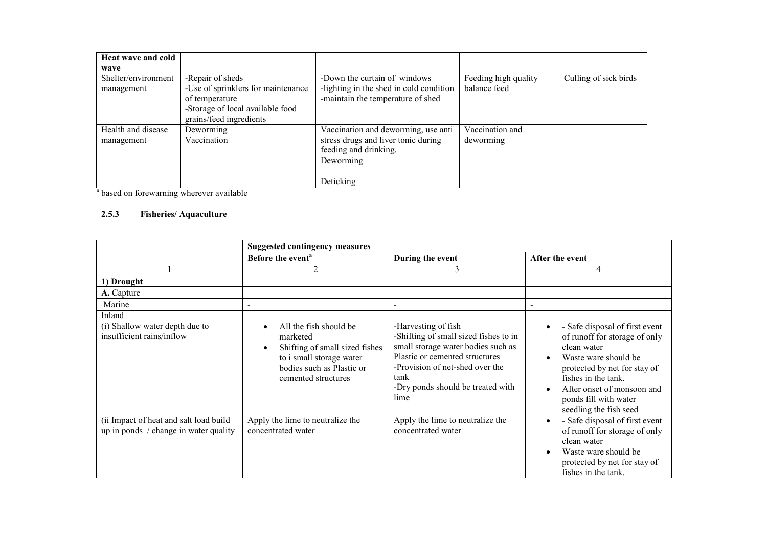| Heat wave and cold wave | | | | |
|---|---|---|---|---|
| Shelter/environment management | -Repair of sheds<br>-Use of sprinklers for maintenance of temperature<br>-Storage of local available food grains/feed ingredients | -Down the curtain of windows<br>-lighting in the shed in cold condition<br>-maintain the temperature of shed | Feeding high quality balance feed | Culling of sick birds |
| Health and disease management | Deworming<br>Vaccination | Vaccination and deworming, use anti stress drugs and liver tonic during feeding and drinking. | Vaccination and deworming | |
| | | Deworming | | |
| | | Deticking | | |

[a] based on forewarning wherever available

### 2.5.3 Fisheries/ Aquaculture

| | Suggested contingency measures | | |
|---|---|---|---|
| | Before the event[a] | During the event | After the event |
| 1 | 2 | 3 | 4 |
| **1) Drought** | | | |
| **A.** Capture | | | |
| Marine | - | - | - |
| Inland | | | |
| (i) Shallow water depth due to insufficient rains/inflow | • All the fish should be marketed<br>• Shifting of small sized fishes to i small storage water bodies such as Plastic or cemented structures | -Harvesting of fish<br>-Shifting of small sized fishes to in small storage water bodies such as Plastic or cemented structures<br>-Provision of net-shed over the tank<br>-Dry ponds should be treated with lime | • - Safe disposal of first event of runoff for storage of only clean water<br>• Waste ware should be protected by net for stay of fishes in the tank.<br>• After onset of monsoon and ponds fill with water seedling the fish seed |
| (ii Impact of heat and salt load build up in ponds / change in water quality | Apply the lime to neutralize the concentrated water | Apply the lime to neutralize the concentrated water | • - Safe disposal of first event of runoff for storage of only clean water<br>• Waste ware should be protected by net for stay of fishes in the tank. |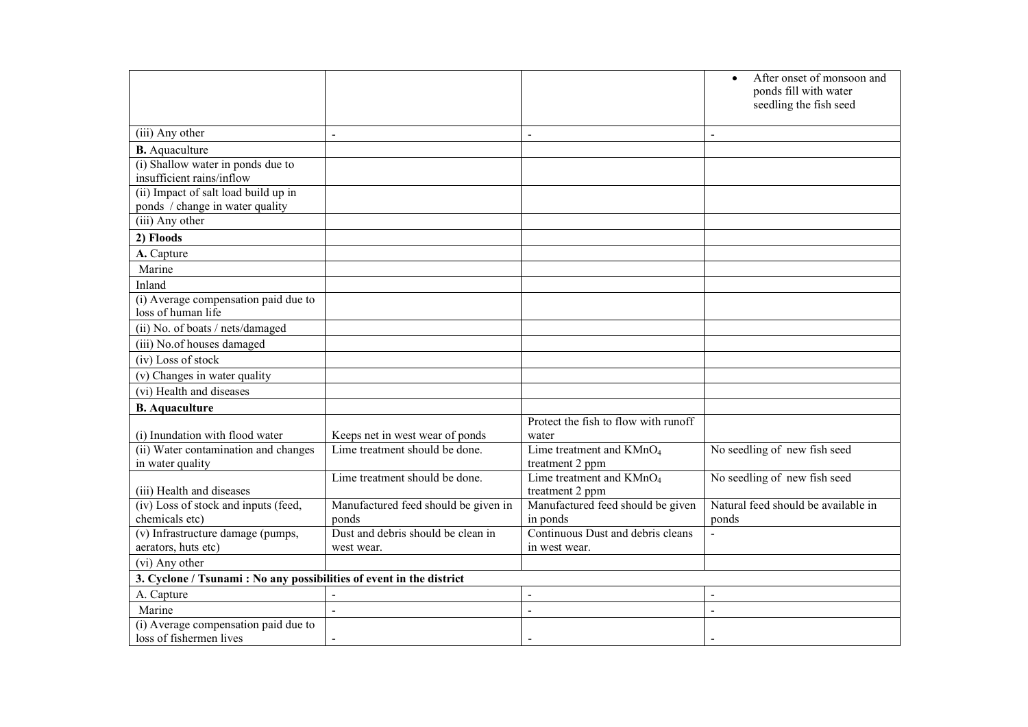| | | | |
|---|---|---|---|
| | | | • After onset of monsoon and ponds fill with water seedling the fish seed |
| (iii) Any other | - | - | - |
| **B.** Aquaculture | | | |
| (i) Shallow water in ponds due to insufficient rains/inflow | | | |
| (ii) Impact of salt load build up in ponds / change in water quality | | | |
| (iii) Any other | | | |
| **2) Floods** | | | |
| **A.** Capture | | | |
| Marine | | | |
| Inland | | | |
| (i) Average compensation paid due to loss of human life | | | |
| (ii) No. of boats / nets/damaged | | | |
| (iii) No.of houses damaged | | | |
| (iv) Loss of stock | | | |
| (v) Changes in water quality | | | |
| (vi) Health and diseases | | | |
| **B. Aquaculture** | | | |
| (i) Inundation with flood water | Keeps net in west wear of ponds | Protect the fish to flow with runoff water | |
| (ii) Water contamination and changes in water quality | Lime treatment should be done. | Lime treatment and $KMnO_4$ treatment 2 ppm | No seedling of new fish seed |
| (iii) Health and diseases | Lime treatment should be done. | Lime treatment and $KMnO_4$ treatment 2 ppm | No seedling of new fish seed |
| (iv) Loss of stock and inputs (feed, chemicals etc) | Manufactured feed should be given in ponds | Manufactured feed should be given in ponds | Natural feed should be available in ponds |
| (v) Infrastructure damage (pumps, aerators, huts etc) | Dust and debris should be clean in west wear. | Continuous Dust and debris cleans in west wear. | - |
| (vi) Any other | | | |
| **3. Cyclone / Tsunami : No any possibilities of event in the district** | | | |
| A. Capture | - | - | - |
| Marine | - | - | - |
| (i) Average compensation paid due to loss of fishermen lives | - | - | - |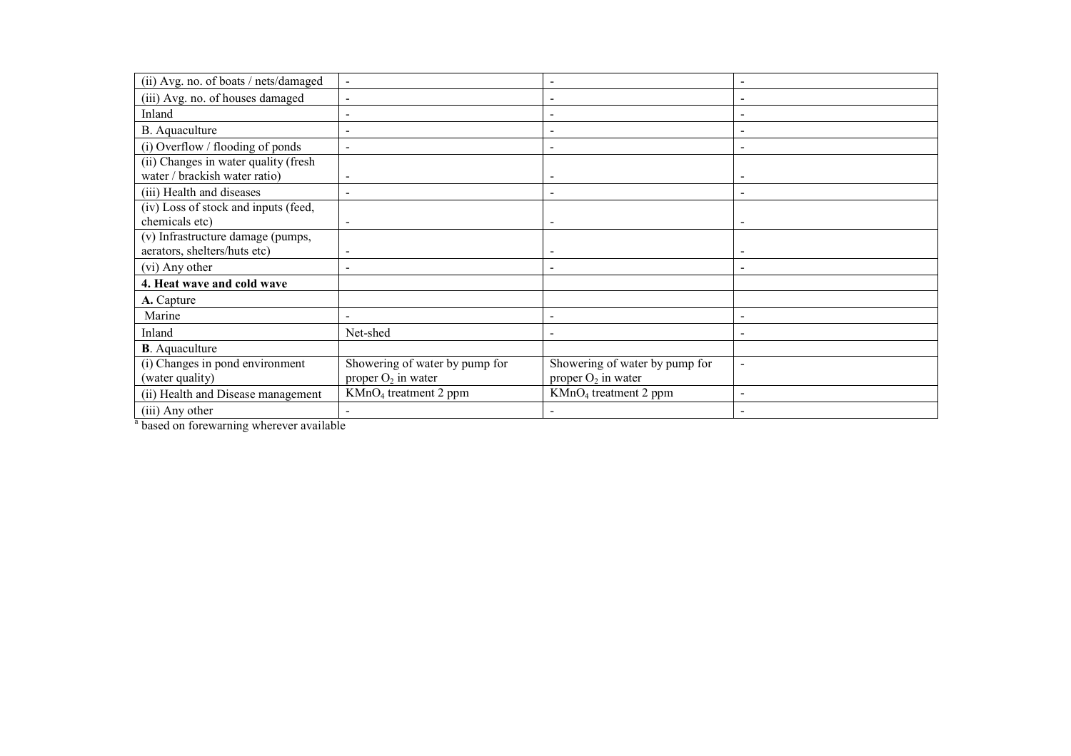| | | | |
|---|---|---|---|
| (ii) Avg. no. of boats / nets/damaged | - | - | - |
| (iii) Avg. no. of houses damaged | - | - | - |
| Inland | - | - | - |
| B. Aquaculture | - | - | - |
| (i) Overflow / flooding of ponds | - | - | - |
| (ii) Changes in water quality (fresh water / brackish water ratio) | - | - | - |
| (iii) Health and diseases | - | - | - |
| (iv) Loss of stock and inputs (feed, chemicals etc) | - | - | - |
| (v) Infrastructure damage (pumps, aerators, shelters/huts etc) | - | - | - |
| (vi) Any other | - | - | - |
| **4. Heat wave and cold wave** | | | |
| **A.** Capture | | | |
| Marine | - | - | - |
| Inland | Net-shed | - | - |
| **B**. Aquaculture | | | |
| (i) Changes in pond environment (water quality) | Showering of water by pump for proper $O_2$ in water | Showering of water by pump for proper $O_2$ in water | - |
| (ii) Health and Disease management | $KMnO_4$ treatment 2 ppm | $KMnO_4$ treatment 2 ppm | - |
| (iii) Any other | - | - | - |

[a] based on forewarning wherever available